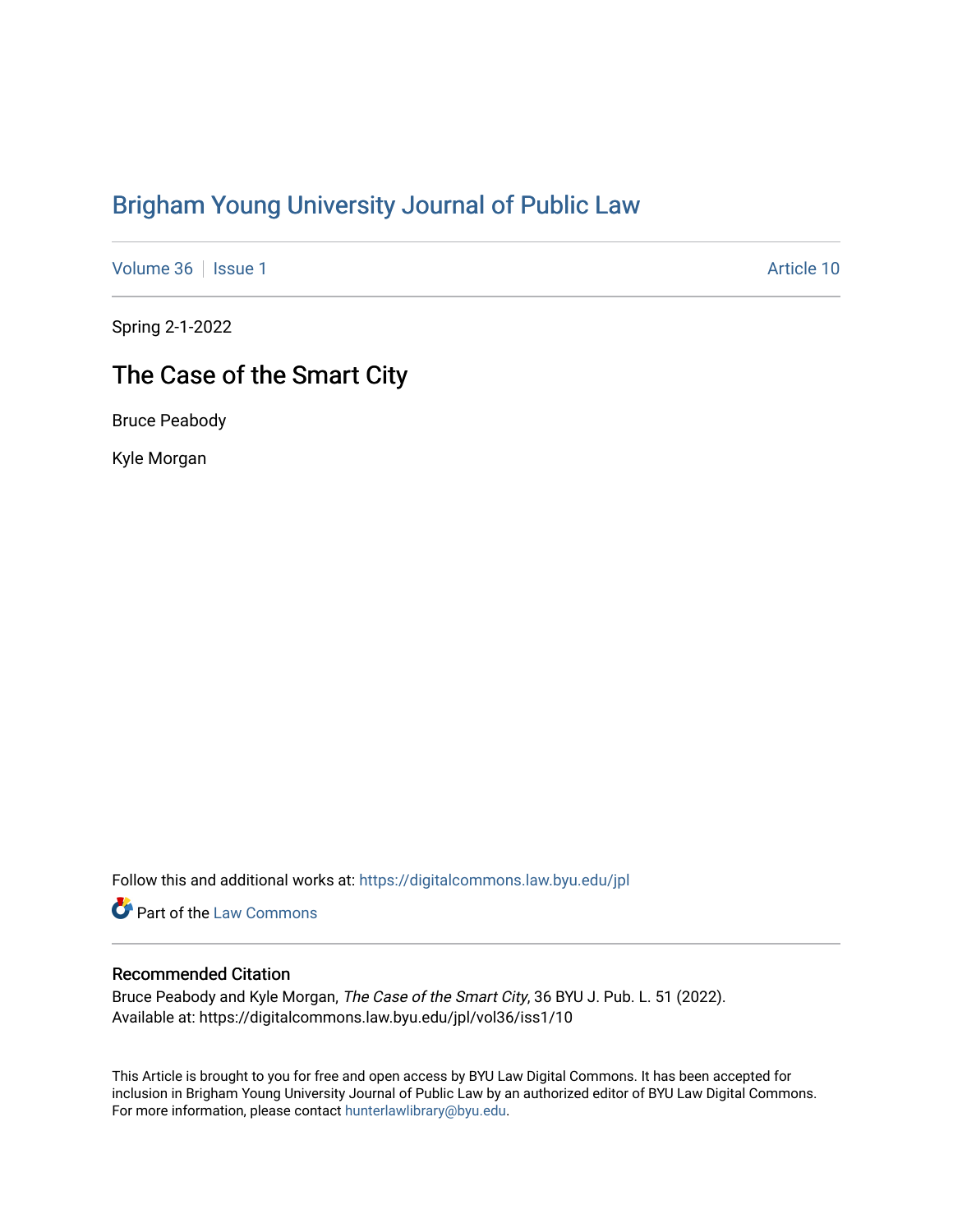# Brigham Young University Journal of Public Law

Volume 36 | Issue 1 | Article 10

Spring 2-1-2022

## The Case of the Smart City

Bruce Peabody

Kyle Morgan

Follow this and additional works at: https://digitalcommons.law.byu.edu/jpl

Part of the Law Commons

### Recommended Citation

Bruce Peabody and Kyle Morgan, *The Case of the Smart City*, 36 BYU J. Pub. L. 51 (2022).
Available at: https://digitalcommons.law.byu.edu/jpl/vol36/iss1/10

This Article is brought to you for free and open access by BYU Law Digital Commons. It has been accepted for inclusion in Brigham Young University Journal of Public Law by an authorized editor of BYU Law Digital Commons. For more information, please contact hunterlawlibrary@byu.edu.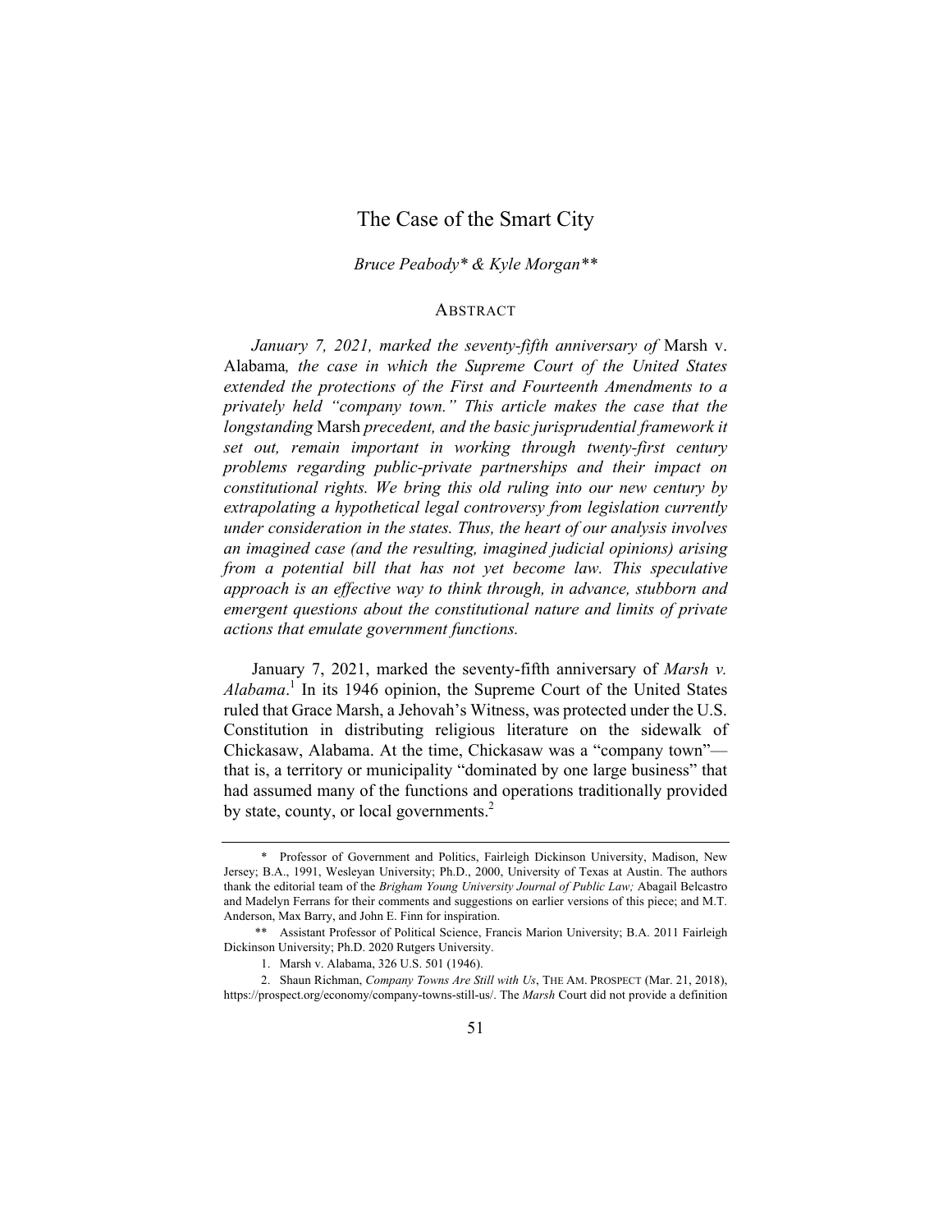# The Case of the Smart City

*Bruce Peabody\* & Kyle Morgan\*\**

## ABSTRACT

*January 7, 2021, marked the seventy-fifth anniversary of* Marsh v. Alabama*, the case in which the Supreme Court of the United States extended the protections of the First and Fourteenth Amendments to a privately held "company town." This article makes the case that the longstanding* Marsh *precedent, and the basic jurisprudential framework it set out, remain important in working through twenty-first century problems regarding public-private partnerships and their impact on constitutional rights. We bring this old ruling into our new century by extrapolating a hypothetical legal controversy from legislation currently under consideration in the states. Thus, the heart of our analysis involves an imagined case (and the resulting, imagined judicial opinions) arising from a potential bill that has not yet become law. This speculative approach is an effective way to think through, in advance, stubborn and emergent questions about the constitutional nature and limits of private actions that emulate government functions.*

January 7, 2021, marked the seventy-fifth anniversary of *Marsh v. Alabama*.[1] In its 1946 opinion, the Supreme Court of the United States ruled that Grace Marsh, a Jehovah's Witness, was protected under the U.S. Constitution in distributing religious literature on the sidewalk of Chickasaw, Alabama. At the time, Chickasaw was a "company town"—that is, a territory or municipality "dominated by one large business" that had assumed many of the functions and operations traditionally provided by state, county, or local governments.[2]

---

\* Professor of Government and Politics, Fairleigh Dickinson University, Madison, New Jersey; B.A., 1991, Wesleyan University; Ph.D., 2000, University of Texas at Austin. The authors thank the editorial team of the *Brigham Young University Journal of Public Law;* Abagail Belcastro and Madelyn Ferrans for their comments and suggestions on earlier versions of this piece; and M.T. Anderson, Max Barry, and John E. Finn for inspiration.

\*\* Assistant Professor of Political Science, Francis Marion University; B.A. 2011 Fairleigh Dickinson University; Ph.D. 2020 Rutgers University.

1. Marsh v. Alabama, 326 U.S. 501 (1946).

2. Shaun Richman, *Company Towns Are Still with Us*, THE AM. PROSPECT (Mar. 21, 2018), https://prospect.org/economy/company-towns-still-us/. The *Marsh* Court did not provide a definition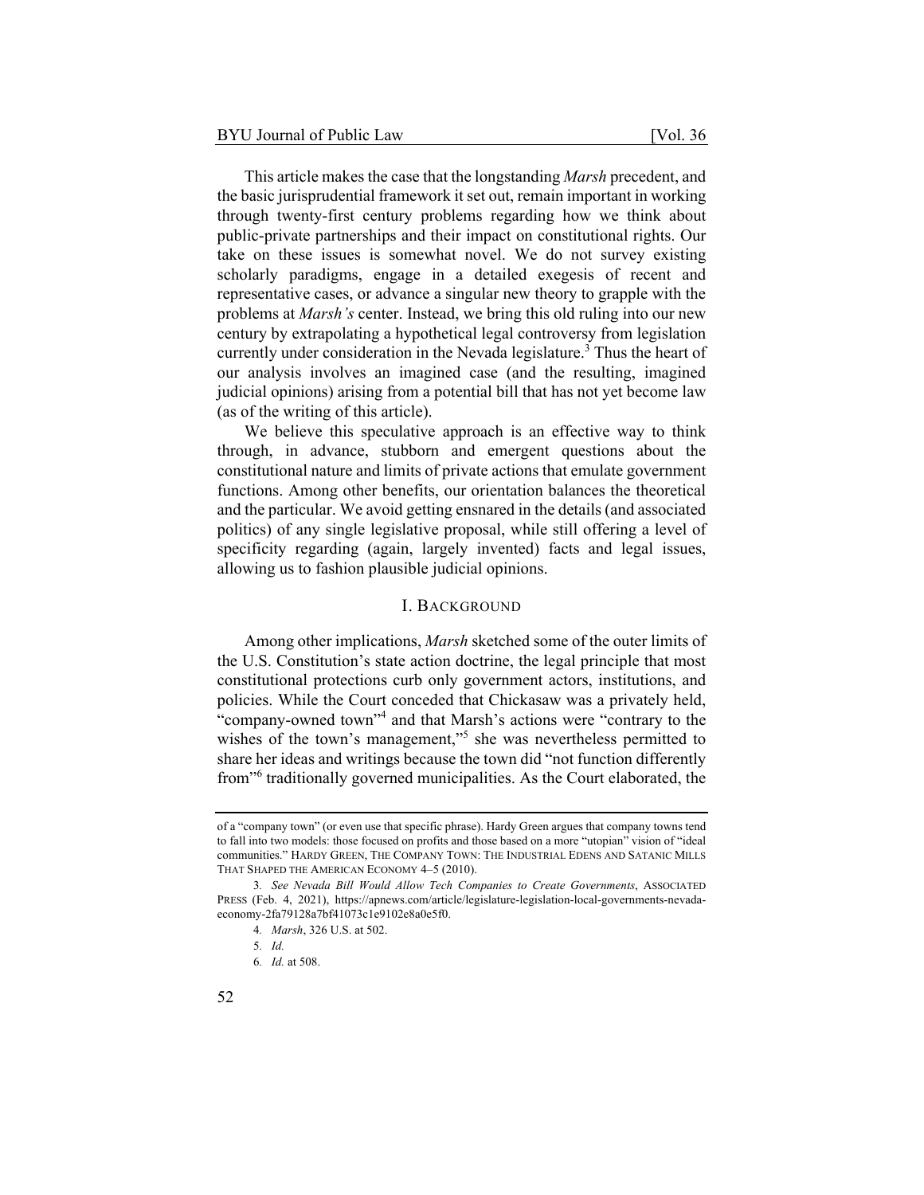This article makes the case that the longstanding *Marsh* precedent, and the basic jurisprudential framework it set out, remain important in working through twenty-first century problems regarding how we think about public-private partnerships and their impact on constitutional rights. Our take on these issues is somewhat novel. We do not survey existing scholarly paradigms, engage in a detailed exegesis of recent and representative cases, or advance a singular new theory to grapple with the problems at *Marsh's* center. Instead, we bring this old ruling into our new century by extrapolating a hypothetical legal controversy from legislation currently under consideration in the Nevada legislature.[3] Thus the heart of our analysis involves an imagined case (and the resulting, imagined judicial opinions) arising from a potential bill that has not yet become law (as of the writing of this article).

We believe this speculative approach is an effective way to think through, in advance, stubborn and emergent questions about the constitutional nature and limits of private actions that emulate government functions. Among other benefits, our orientation balances the theoretical and the particular. We avoid getting ensnared in the details (and associated politics) of any single legislative proposal, while still offering a level of specificity regarding (again, largely invented) facts and legal issues, allowing us to fashion plausible judicial opinions.

## I. BACKGROUND

Among other implications, *Marsh* sketched some of the outer limits of the U.S. Constitution's state action doctrine, the legal principle that most constitutional protections curb only government actors, institutions, and policies. While the Court conceded that Chickasaw was a privately held, "company-owned town"[4] and that Marsh's actions were "contrary to the wishes of the town's management,"[5] she was nevertheless permitted to share her ideas and writings because the town did "not function differently from"[6] traditionally governed municipalities. As the Court elaborated, the

---

of a "company town" (or even use that specific phrase). Hardy Green argues that company towns tend to fall into two models: those focused on profits and those based on a more "utopian" vision of "ideal communities." HARDY GREEN, THE COMPANY TOWN: THE INDUSTRIAL EDENS AND SATANIC MILLS THAT SHAPED THE AMERICAN ECONOMY 4–5 (2010).

3. *See Nevada Bill Would Allow Tech Companies to Create Governments*, ASSOCIATED PRESS (Feb. 4, 2021), https://apnews.com/article/legislature-legislation-local-governments-nevada-economy-2fa79128a7bf41073c1e9102e8a0e5f0.

4. *Marsh*, 326 U.S. at 502.

5. *Id.*

6. *Id.* at 508.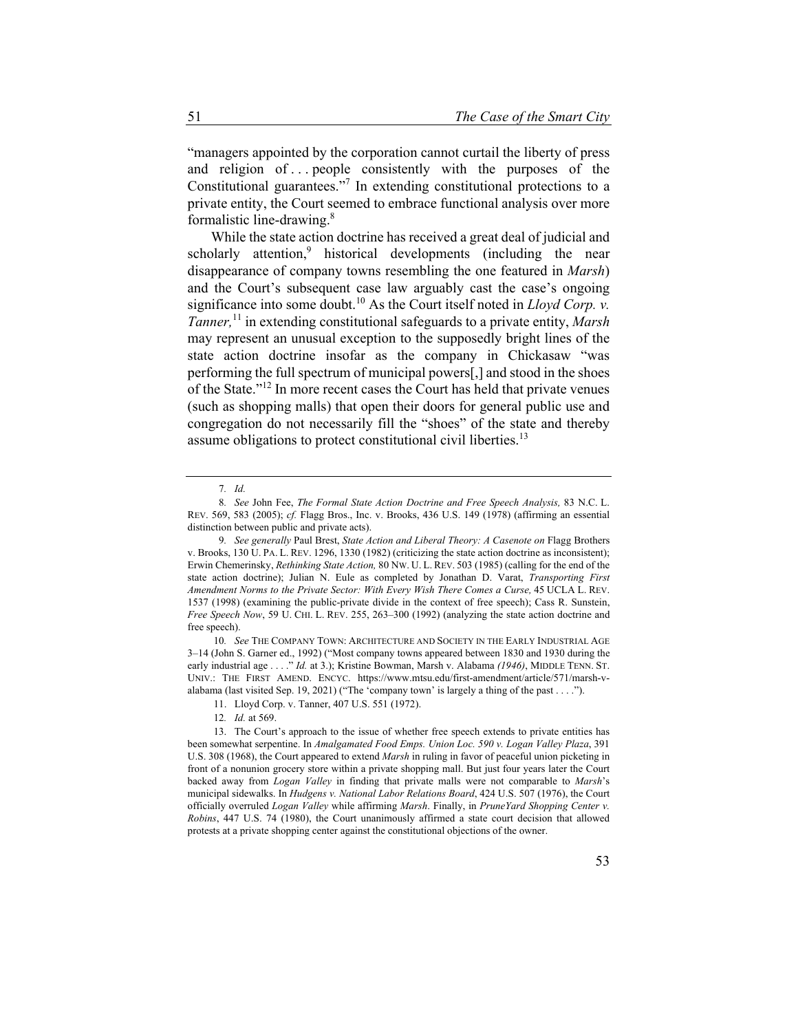"managers appointed by the corporation cannot curtail the liberty of press and religion of . . . people consistently with the purposes of the Constitutional guarantees."[7] In extending constitutional protections to a private entity, the Court seemed to embrace functional analysis over more formalistic line-drawing.[8]

While the state action doctrine has received a great deal of judicial and scholarly attention,[9] historical developments (including the near disappearance of company towns resembling the one featured in *Marsh*) and the Court's subsequent case law arguably cast the case's ongoing significance into some doubt.[10] As the Court itself noted in *Lloyd Corp. v. Tanner,*[11] in extending constitutional safeguards to a private entity, *Marsh* may represent an unusual exception to the supposedly bright lines of the state action doctrine insofar as the company in Chickasaw "was performing the full spectrum of municipal powers[,] and stood in the shoes of the State."[12] In more recent cases the Court has held that private venues (such as shopping malls) that open their doors for general public use and congregation do not necessarily fill the "shoes" of the state and thereby assume obligations to protect constitutional civil liberties.[13]

---

7. *Id.*

8. *See* John Fee, *The Formal State Action Doctrine and Free Speech Analysis,* 83 N.C. L. REV. 569, 583 (2005); *cf.* Flagg Bros., Inc. v. Brooks, 436 U.S. 149 (1978) (affirming an essential distinction between public and private acts).

9. *See generally* Paul Brest, *State Action and Liberal Theory: A Casenote on* Flagg Brothers v. Brooks, 130 U. PA. L. REV. 1296, 1330 (1982) (criticizing the state action doctrine as inconsistent); Erwin Chemerinsky, *Rethinking State Action,* 80 NW. U. L. REV. 503 (1985) (calling for the end of the state action doctrine); Julian N. Eule as completed by Jonathan D. Varat, *Transporting First Amendment Norms to the Private Sector: With Every Wish There Comes a Curse,* 45 UCLA L. REV. 1537 (1998) (examining the public-private divide in the context of free speech); Cass R. Sunstein, *Free Speech Now*, 59 U. CHI. L. REV. 255, 263–300 (1992) (analyzing the state action doctrine and free speech).

10. *See* THE COMPANY TOWN: ARCHITECTURE AND SOCIETY IN THE EARLY INDUSTRIAL AGE 3–14 (John S. Garner ed., 1992) ("Most company towns appeared between 1830 and 1930 during the early industrial age . . . ." *Id.* at 3.); Kristine Bowman, Marsh v. Alabama *(1946)*, MIDDLE TENN. ST. UNIV.: THE FIRST AMEND. ENCYC. https://www.mtsu.edu/first-amendment/article/571/marsh-v-alabama (last visited Sep. 19, 2021) ("The 'company town' is largely a thing of the past . . . .").

11. Lloyd Corp. v. Tanner, 407 U.S. 551 (1972).

12. *Id.* at 569.

13. The Court's approach to the issue of whether free speech extends to private entities has been somewhat serpentine. In *Amalgamated Food Emps. Union Loc. 590 v. Logan Valley Plaza*, 391 U.S. 308 (1968), the Court appeared to extend *Marsh* in ruling in favor of peaceful union picketing in front of a nonunion grocery store within a private shopping mall. But just four years later the Court backed away from *Logan Valley* in finding that private malls were not comparable to *Marsh*'s municipal sidewalks. In *Hudgens v. National Labor Relations Board*, 424 U.S. 507 (1976), the Court officially overruled *Logan Valley* while affirming *Marsh*. Finally, in *PruneYard Shopping Center v. Robins*, 447 U.S. 74 (1980), the Court unanimously affirmed a state court decision that allowed protests at a private shopping center against the constitutional objections of the owner.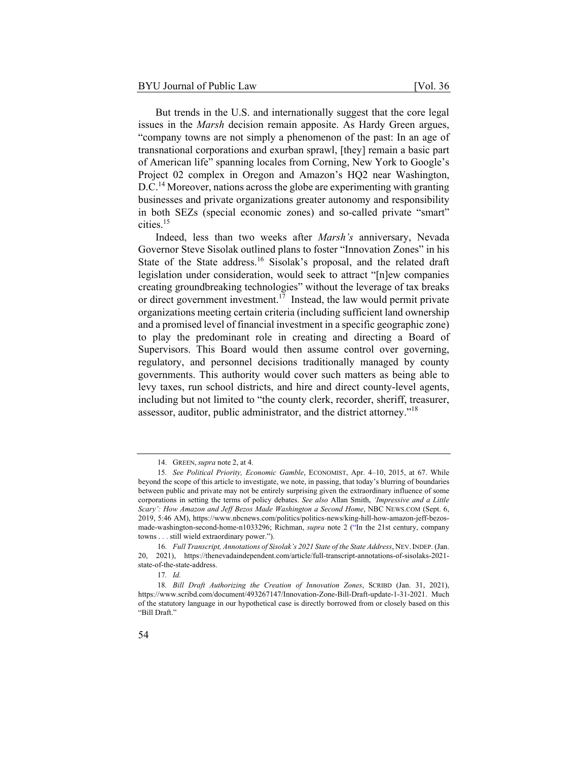But trends in the U.S. and internationally suggest that the core legal issues in the *Marsh* decision remain apposite. As Hardy Green argues, "company towns are not simply a phenomenon of the past: In an age of transnational corporations and exurban sprawl, [they] remain a basic part of American life" spanning locales from Corning, New York to Google's Project 02 complex in Oregon and Amazon's HQ2 near Washington, D.C.[14] Moreover, nations across the globe are experimenting with granting businesses and private organizations greater autonomy and responsibility in both SEZs (special economic zones) and so-called private "smart" cities.[15]

Indeed, less than two weeks after *Marsh's* anniversary, Nevada Governor Steve Sisolak outlined plans to foster "Innovation Zones" in his State of the State address.[16] Sisolak's proposal, and the related draft legislation under consideration, would seek to attract "[n]ew companies creating groundbreaking technologies" without the leverage of tax breaks or direct government investment.[17] Instead, the law would permit private organizations meeting certain criteria (including sufficient land ownership and a promised level of financial investment in a specific geographic zone) to play the predominant role in creating and directing a Board of Supervisors. This Board would then assume control over governing, regulatory, and personnel decisions traditionally managed by county governments. This authority would cover such matters as being able to levy taxes, run school districts, and hire and direct county-level agents, including but not limited to "the county clerk, recorder, sheriff, treasurer, assessor, auditor, public administrator, and the district attorney."[18]

---

14. GREEN, *supra* note 2, at 4.

15. *See Political Priority, Economic Gamble*, ECONOMIST, Apr. 4–10, 2015, at 67. While beyond the scope of this article to investigate, we note, in passing, that today's blurring of boundaries between public and private may not be entirely surprising given the extraordinary influence of some corporations in setting the terms of policy debates. *See also* Allan Smith, *'Impressive and a Little Scary': How Amazon and Jeff Bezos Made Washington a Second Home*, NBC NEWS.COM (Sept. 6, 2019, 5:46 AM), https://www.nbcnews.com/politics/politics-news/king-hill-how-amazon-jeff-bezos-made-washington-second-home-n1033296; Richman, *supra* note 2 ("In the 21st century, company towns . . . still wield extraordinary power.").

16. *Full Transcript, Annotations of Sisolak's 2021 State of the State Address*, NEV. INDEP. (Jan. 20, 2021), https://thenevadaindependent.com/article/full-transcript-annotations-of-sisolaks-2021-state-of-the-state-address.

17. *Id.*

18. *Bill Draft Authorizing the Creation of Innovation Zones*, SCRIBD (Jan. 31, 2021), https://www.scribd.com/document/493267147/Innovation-Zone-Bill-Draft-update-1-31-2021. Much of the statutory language in our hypothetical case is directly borrowed from or closely based on this "Bill Draft."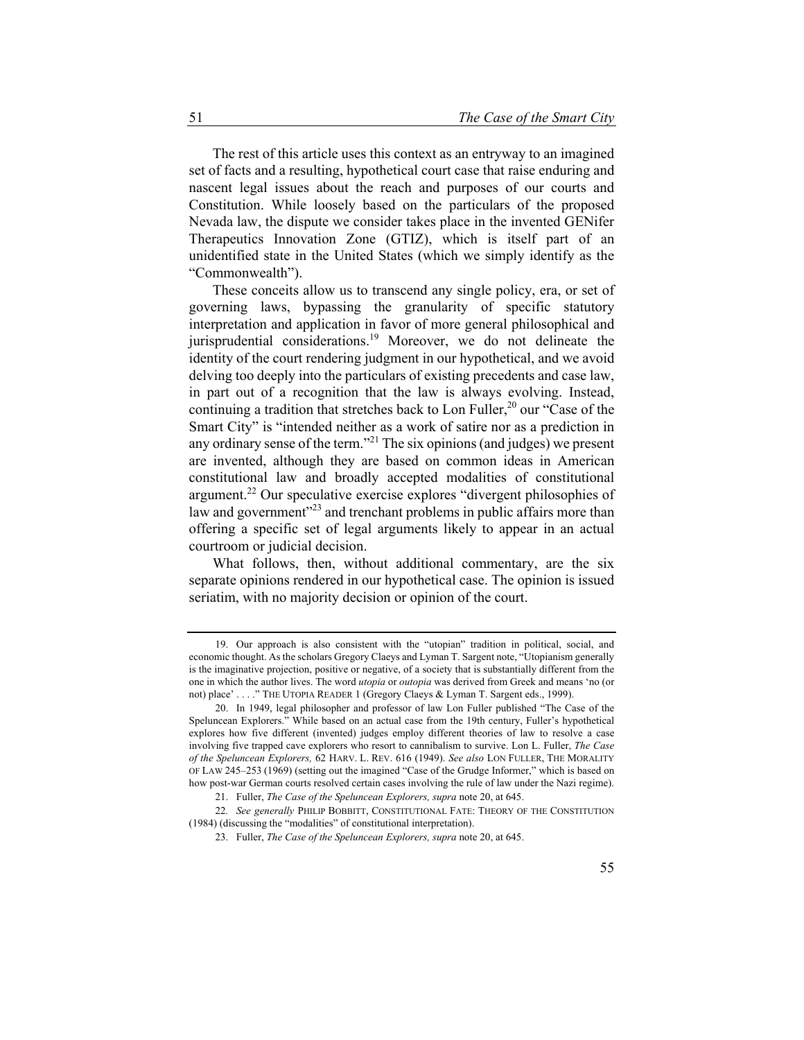The rest of this article uses this context as an entryway to an imagined set of facts and a resulting, hypothetical court case that raise enduring and nascent legal issues about the reach and purposes of our courts and Constitution. While loosely based on the particulars of the proposed Nevada law, the dispute we consider takes place in the invented GENifer Therapeutics Innovation Zone (GTIZ), which is itself part of an unidentified state in the United States (which we simply identify as the "Commonwealth").

These conceits allow us to transcend any single policy, era, or set of governing laws, bypassing the granularity of specific statutory interpretation and application in favor of more general philosophical and jurisprudential considerations.[19] Moreover, we do not delineate the identity of the court rendering judgment in our hypothetical, and we avoid delving too deeply into the particulars of existing precedents and case law, in part out of a recognition that the law is always evolving. Instead, continuing a tradition that stretches back to Lon Fuller,[20] our "Case of the Smart City" is "intended neither as a work of satire nor as a prediction in any ordinary sense of the term."[21] The six opinions (and judges) we present are invented, although they are based on common ideas in American constitutional law and broadly accepted modalities of constitutional argument.[22] Our speculative exercise explores "divergent philosophies of law and government"[23] and trenchant problems in public affairs more than offering a specific set of legal arguments likely to appear in an actual courtroom or judicial decision.

What follows, then, without additional commentary, are the six separate opinions rendered in our hypothetical case. The opinion is issued seriatim, with no majority decision or opinion of the court.

---

19. Our approach is also consistent with the "utopian" tradition in political, social, and economic thought. As the scholars Gregory Claeys and Lyman T. Sargent note, "Utopianism generally is the imaginative projection, positive or negative, of a society that is substantially different from the one in which the author lives. The word *utopia* or *outopia* was derived from Greek and means 'no (or not) place' . . . ." THE UTOPIA READER 1 (Gregory Claeys & Lyman T. Sargent eds., 1999).

20. In 1949, legal philosopher and professor of law Lon Fuller published "The Case of the Speluncean Explorers." While based on an actual case from the 19th century, Fuller's hypothetical explores how five different (invented) judges employ different theories of law to resolve a case involving five trapped cave explorers who resort to cannibalism to survive. Lon L. Fuller, *The Case of the Speluncean Explorers,* 62 HARV. L. REV. 616 (1949). *See also* LON FULLER, THE MORALITY OF LAW 245–253 (1969) (setting out the imagined "Case of the Grudge Informer," which is based on how post-war German courts resolved certain cases involving the rule of law under the Nazi regime).

21. Fuller, *The Case of the Speluncean Explorers, supra* note 20, at 645.

22. *See generally* PHILIP BOBBITT, CONSTITUTIONAL FATE: THEORY OF THE CONSTITUTION (1984) (discussing the "modalities" of constitutional interpretation).

23. Fuller, *The Case of the Speluncean Explorers, supra* note 20, at 645.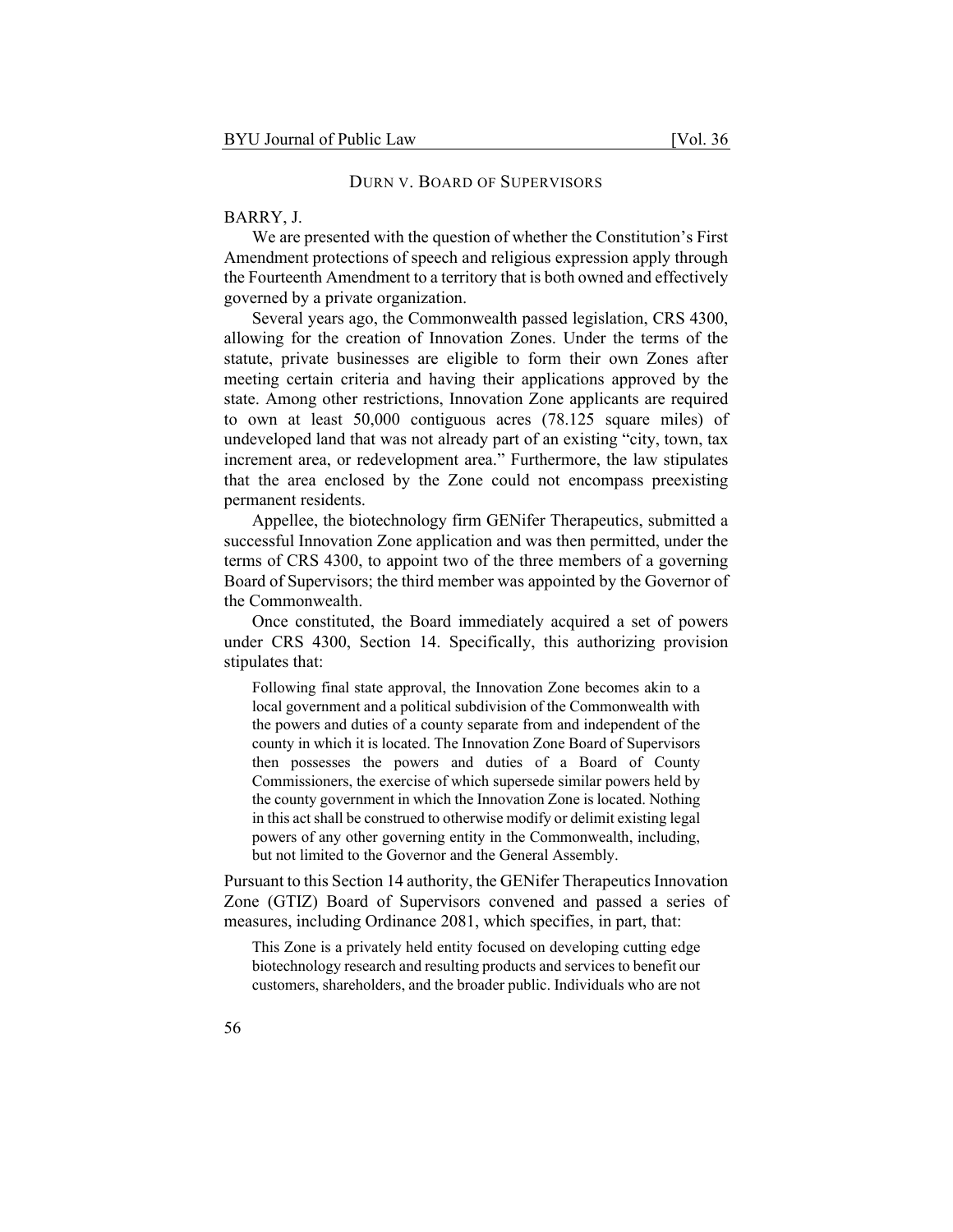## Durn v. Board of Supervisors

BARRY, J.

We are presented with the question of whether the Constitution's First Amendment protections of speech and religious expression apply through the Fourteenth Amendment to a territory that is both owned and effectively governed by a private organization.

Several years ago, the Commonwealth passed legislation, CRS 4300, allowing for the creation of Innovation Zones. Under the terms of the statute, private businesses are eligible to form their own Zones after meeting certain criteria and having their applications approved by the state. Among other restrictions, Innovation Zone applicants are required to own at least 50,000 contiguous acres (78.125 square miles) of undeveloped land that was not already part of an existing "city, town, tax increment area, or redevelopment area." Furthermore, the law stipulates that the area enclosed by the Zone could not encompass preexisting permanent residents.

Appellee, the biotechnology firm GENifer Therapeutics, submitted a successful Innovation Zone application and was then permitted, under the terms of CRS 4300, to appoint two of the three members of a governing Board of Supervisors; the third member was appointed by the Governor of the Commonwealth.

Once constituted, the Board immediately acquired a set of powers under CRS 4300, Section 14. Specifically, this authorizing provision stipulates that:

> Following final state approval, the Innovation Zone becomes akin to a local government and a political subdivision of the Commonwealth with the powers and duties of a county separate from and independent of the county in which it is located. The Innovation Zone Board of Supervisors then possesses the powers and duties of a Board of County Commissioners, the exercise of which supersede similar powers held by the county government in which the Innovation Zone is located. Nothing in this act shall be construed to otherwise modify or delimit existing legal powers of any other governing entity in the Commonwealth, including, but not limited to the Governor and the General Assembly.

Pursuant to this Section 14 authority, the GENifer Therapeutics Innovation Zone (GTIZ) Board of Supervisors convened and passed a series of measures, including Ordinance 2081, which specifies, in part, that:

> This Zone is a privately held entity focused on developing cutting edge biotechnology research and resulting products and services to benefit our customers, shareholders, and the broader public. Individuals who are not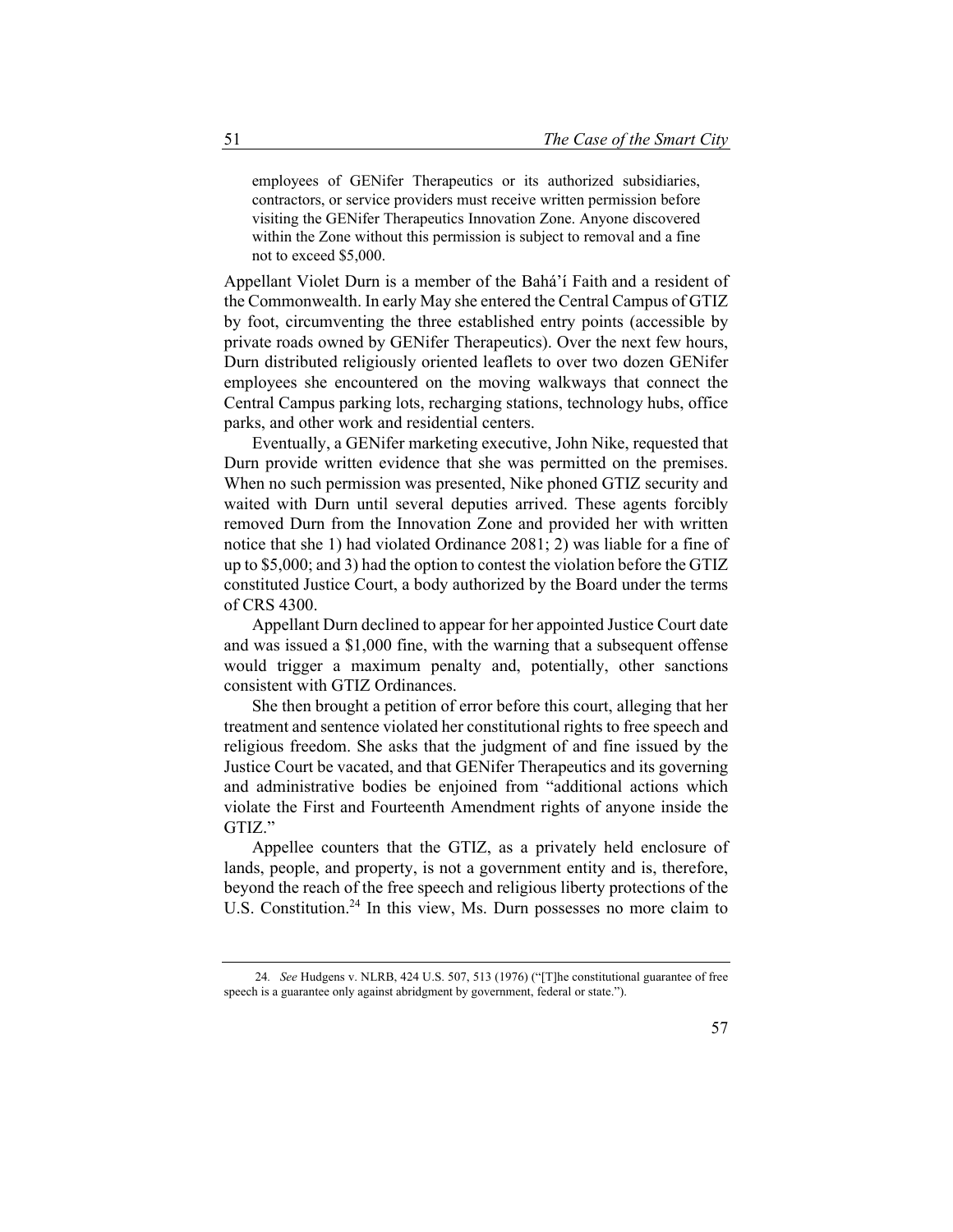> employees of GENifer Therapeutics or its authorized subsidiaries, contractors, or service providers must receive written permission before visiting the GENifer Therapeutics Innovation Zone. Anyone discovered within the Zone without this permission is subject to removal and a fine not to exceed $5,000.

Appellant Violet Durn is a member of the Bahá'í Faith and a resident of the Commonwealth. In early May she entered the Central Campus of GTIZ by foot, circumventing the three established entry points (accessible by private roads owned by GENifer Therapeutics). Over the next few hours, Durn distributed religiously oriented leaflets to over two dozen GENifer employees she encountered on the moving walkways that connect the Central Campus parking lots, recharging stations, technology hubs, office parks, and other work and residential centers.

Eventually, a GENifer marketing executive, John Nike, requested that Durn provide written evidence that she was permitted on the premises. When no such permission was presented, Nike phoned GTIZ security and waited with Durn until several deputies arrived. These agents forcibly removed Durn from the Innovation Zone and provided her with written notice that she 1) had violated Ordinance 2081; 2) was liable for a fine of up to $5,000; and 3) had the option to contest the violation before the GTIZ constituted Justice Court, a body authorized by the Board under the terms of CRS 4300.

Appellant Durn declined to appear for her appointed Justice Court date and was issued a $1,000 fine, with the warning that a subsequent offense would trigger a maximum penalty and, potentially, other sanctions consistent with GTIZ Ordinances.

She then brought a petition of error before this court, alleging that her treatment and sentence violated her constitutional rights to free speech and religious freedom. She asks that the judgment of and fine issued by the Justice Court be vacated, and that GENifer Therapeutics and its governing and administrative bodies be enjoined from "additional actions which violate the First and Fourteenth Amendment rights of anyone inside the GTIZ."

Appellee counters that the GTIZ, as a privately held enclosure of lands, people, and property, is not a government entity and is, therefore, beyond the reach of the free speech and religious liberty protections of the U.S. Constitution.[24] In this view, Ms. Durn possesses no more claim to

---

[24] *See* Hudgens v. NLRB, 424 U.S. 507, 513 (1976) ("[T]he constitutional guarantee of free speech is a guarantee only against abridgment by government, federal or state.").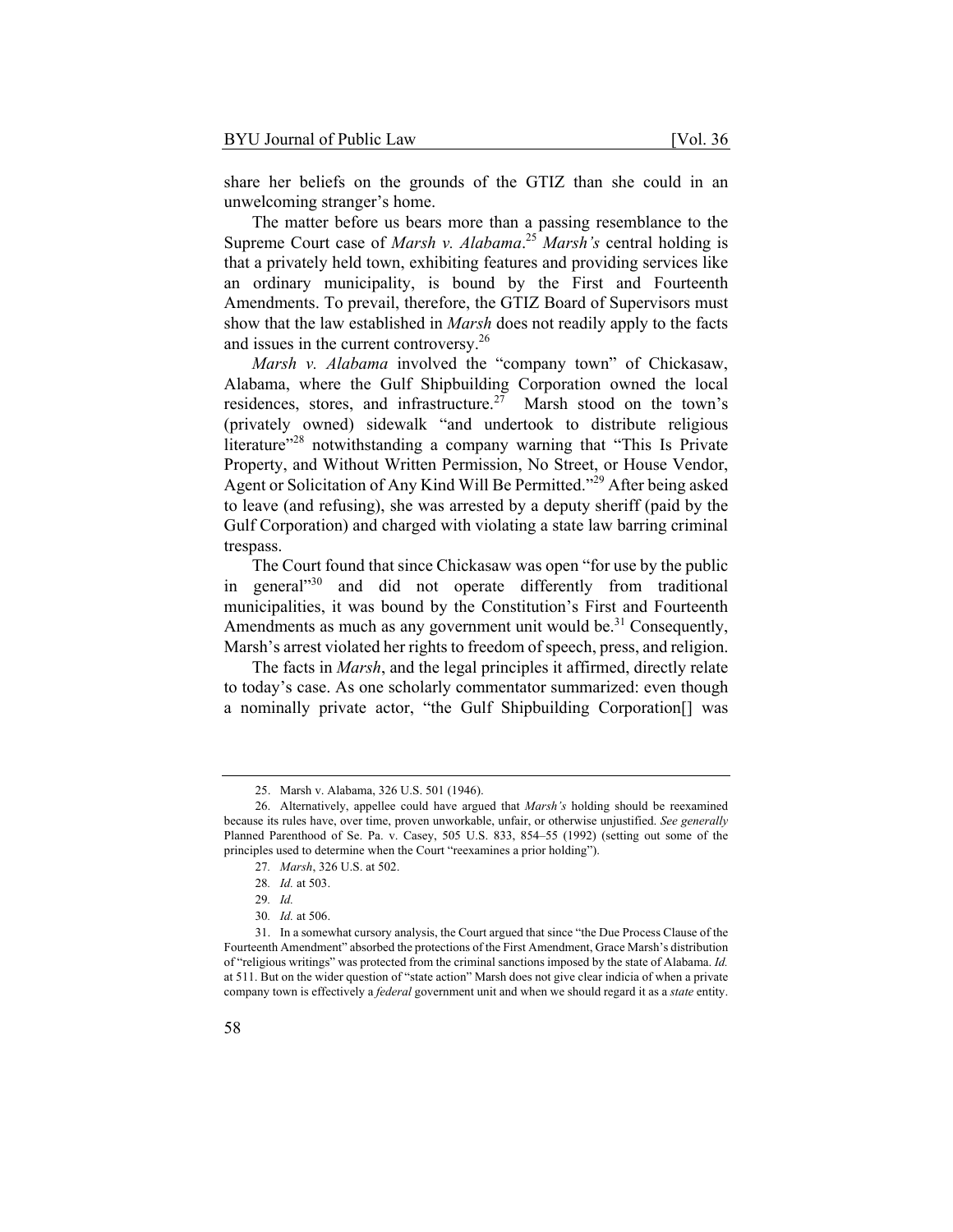share her beliefs on the grounds of the GTIZ than she could in an unwelcoming stranger's home.

The matter before us bears more than a passing resemblance to the Supreme Court case of *Marsh v. Alabama*.[25] *Marsh's* central holding is that a privately held town, exhibiting features and providing services like an ordinary municipality, is bound by the First and Fourteenth Amendments. To prevail, therefore, the GTIZ Board of Supervisors must show that the law established in *Marsh* does not readily apply to the facts and issues in the current controversy.[26]

*Marsh v. Alabama* involved the "company town" of Chickasaw, Alabama, where the Gulf Shipbuilding Corporation owned the local residences, stores, and infrastructure.[27] Marsh stood on the town's (privately owned) sidewalk "and undertook to distribute religious literature"[28] notwithstanding a company warning that "This Is Private Property, and Without Written Permission, No Street, or House Vendor, Agent or Solicitation of Any Kind Will Be Permitted."[29] After being asked to leave (and refusing), she was arrested by a deputy sheriff (paid by the Gulf Corporation) and charged with violating a state law barring criminal trespass.

The Court found that since Chickasaw was open "for use by the public in general"[30] and did not operate differently from traditional municipalities, it was bound by the Constitution's First and Fourteenth Amendments as much as any government unit would be.[31] Consequently, Marsh's arrest violated her rights to freedom of speech, press, and religion.

The facts in *Marsh*, and the legal principles it affirmed, directly relate to today's case. As one scholarly commentator summarized: even though a nominally private actor, "the Gulf Shipbuilding Corporation[] was

---

25. Marsh v. Alabama, 326 U.S. 501 (1946).

26. Alternatively, appellee could have argued that *Marsh's* holding should be reexamined because its rules have, over time, proven unworkable, unfair, or otherwise unjustified. *See generally* Planned Parenthood of Se. Pa. v. Casey, 505 U.S. 833, 854–55 (1992) (setting out some of the principles used to determine when the Court "reexamines a prior holding").

27. *Marsh*, 326 U.S. at 502.

28. *Id.* at 503.

29. *Id.*

30. *Id.* at 506.

31. In a somewhat cursory analysis, the Court argued that since "the Due Process Clause of the Fourteenth Amendment" absorbed the protections of the First Amendment, Grace Marsh's distribution of "religious writings" was protected from the criminal sanctions imposed by the state of Alabama. *Id.* at 511. But on the wider question of "state action" Marsh does not give clear indicia of when a private company town is effectively a *federal* government unit and when we should regard it as a *state* entity.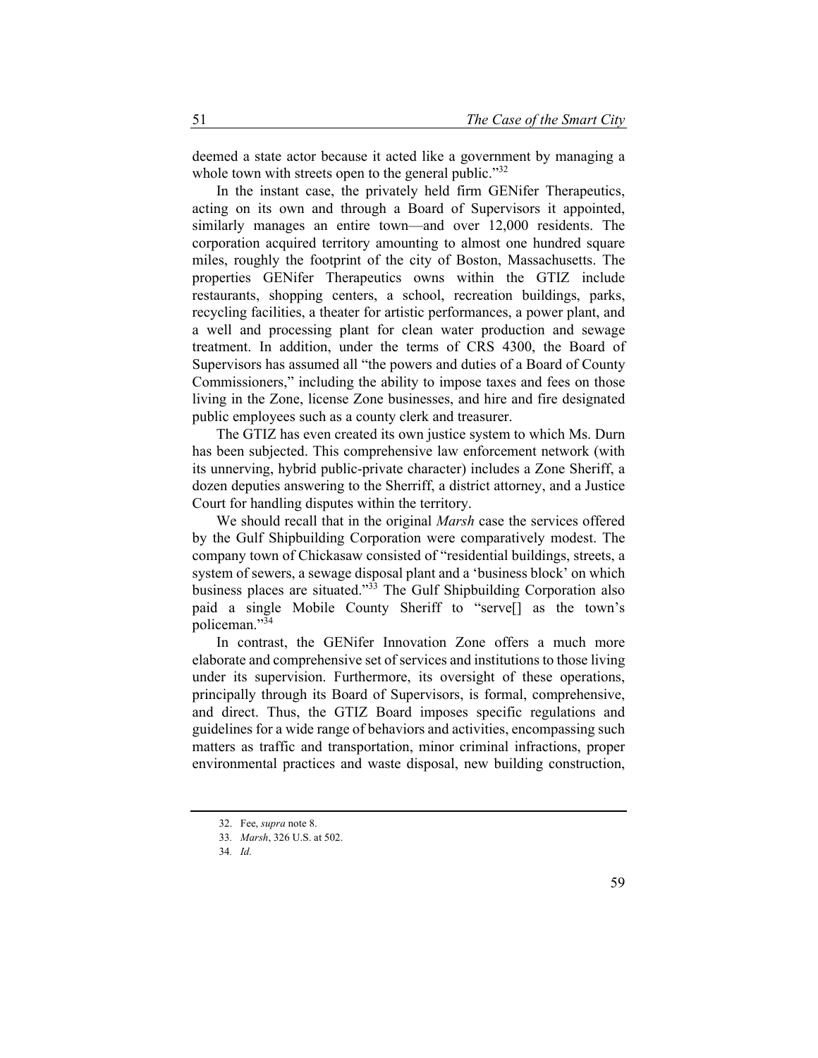deemed a state actor because it acted like a government by managing a whole town with streets open to the general public."[32]

In the instant case, the privately held firm GENifer Therapeutics, acting on its own and through a Board of Supervisors it appointed, similarly manages an entire town—and over 12,000 residents. The corporation acquired territory amounting to almost one hundred square miles, roughly the footprint of the city of Boston, Massachusetts. The properties GENifer Therapeutics owns within the GTIZ include restaurants, shopping centers, a school, recreation buildings, parks, recycling facilities, a theater for artistic performances, a power plant, and a well and processing plant for clean water production and sewage treatment. In addition, under the terms of CRS 4300, the Board of Supervisors has assumed all "the powers and duties of a Board of County Commissioners," including the ability to impose taxes and fees on those living in the Zone, license Zone businesses, and hire and fire designated public employees such as a county clerk and treasurer.

The GTIZ has even created its own justice system to which Ms. Durn has been subjected. This comprehensive law enforcement network (with its unnerving, hybrid public-private character) includes a Zone Sheriff, a dozen deputies answering to the Sherriff, a district attorney, and a Justice Court for handling disputes within the territory.

We should recall that in the original *Marsh* case the services offered by the Gulf Shipbuilding Corporation were comparatively modest. The company town of Chickasaw consisted of "residential buildings, streets, a system of sewers, a sewage disposal plant and a 'business block' on which business places are situated."[33] The Gulf Shipbuilding Corporation also paid a single Mobile County Sheriff to "serve[] as the town's policeman."[34]

In contrast, the GENifer Innovation Zone offers a much more elaborate and comprehensive set of services and institutions to those living under its supervision. Furthermore, its oversight of these operations, principally through its Board of Supervisors, is formal, comprehensive, and direct. Thus, the GTIZ Board imposes specific regulations and guidelines for a wide range of behaviors and activities, encompassing such matters as traffic and transportation, minor criminal infractions, proper environmental practices and waste disposal, new building construction,

---

32. Fee, *supra* note 8.

33. *Marsh*, 326 U.S. at 502.

34. *Id.*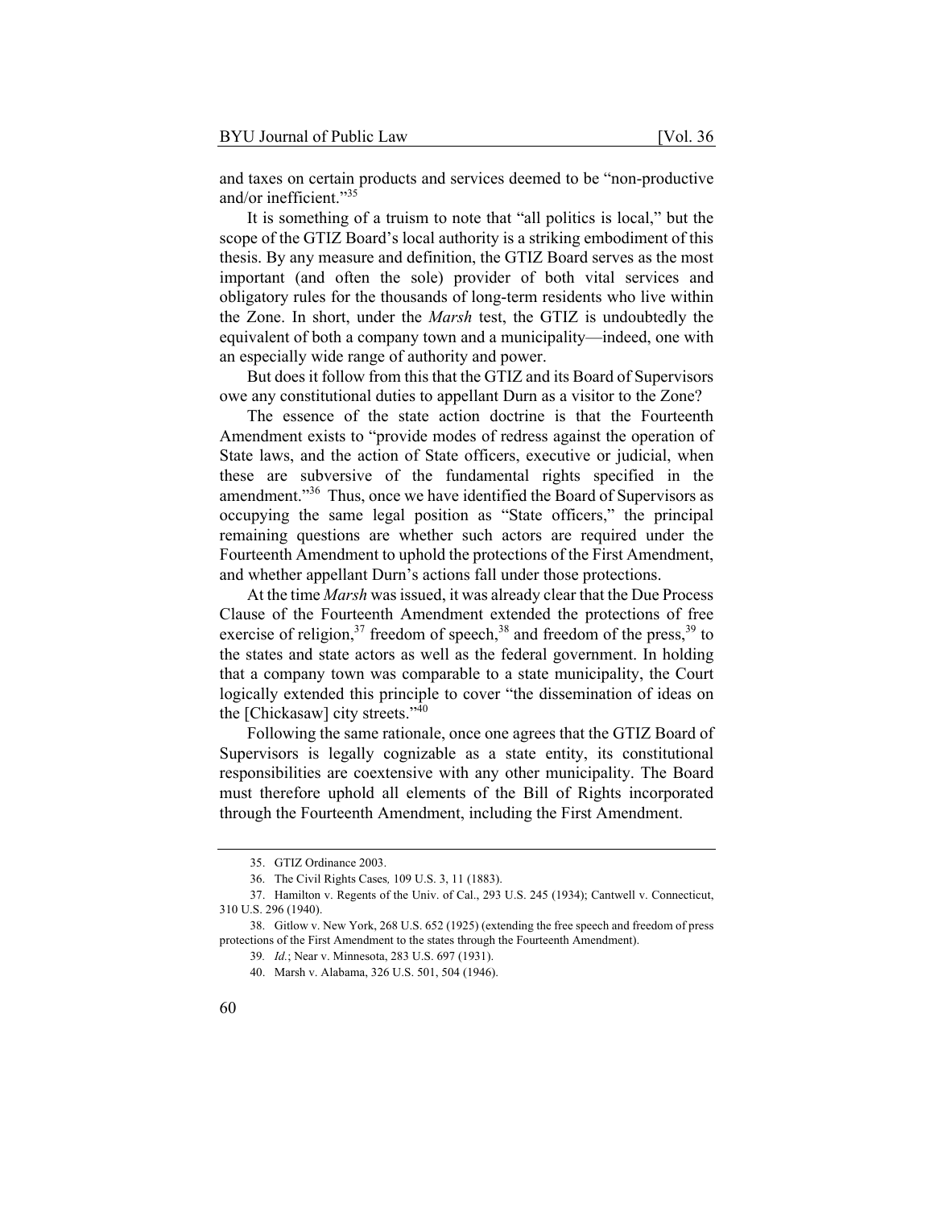and taxes on certain products and services deemed to be "non-productive and/or inefficient."[35]

It is something of a truism to note that "all politics is local," but the scope of the GTIZ Board's local authority is a striking embodiment of this thesis. By any measure and definition, the GTIZ Board serves as the most important (and often the sole) provider of both vital services and obligatory rules for the thousands of long-term residents who live within the Zone. In short, under the *Marsh* test, the GTIZ is undoubtedly the equivalent of both a company town and a municipality—indeed, one with an especially wide range of authority and power.

But does it follow from this that the GTIZ and its Board of Supervisors owe any constitutional duties to appellant Durn as a visitor to the Zone?

The essence of the state action doctrine is that the Fourteenth Amendment exists to "provide modes of redress against the operation of State laws, and the action of State officers, executive or judicial, when these are subversive of the fundamental rights specified in the amendment."[36] Thus, once we have identified the Board of Supervisors as occupying the same legal position as "State officers," the principal remaining questions are whether such actors are required under the Fourteenth Amendment to uphold the protections of the First Amendment, and whether appellant Durn's actions fall under those protections.

At the time *Marsh* was issued, it was already clear that the Due Process Clause of the Fourteenth Amendment extended the protections of free exercise of religion,[37] freedom of speech,[38] and freedom of the press,[39] to the states and state actors as well as the federal government. In holding that a company town was comparable to a state municipality, the Court logically extended this principle to cover "the dissemination of ideas on the [Chickasaw] city streets."[40]

Following the same rationale, once one agrees that the GTIZ Board of Supervisors is legally cognizable as a state entity, its constitutional responsibilities are coextensive with any other municipality. The Board must therefore uphold all elements of the Bill of Rights incorporated through the Fourteenth Amendment, including the First Amendment.

---

35. GTIZ Ordinance 2003.

36. The Civil Rights Cases*,* 109 U.S. 3, 11 (1883).

37. Hamilton v. Regents of the Univ. of Cal., 293 U.S. 245 (1934); Cantwell v. Connecticut, 310 U.S. 296 (1940).

38. Gitlow v. New York, 268 U.S. 652 (1925) (extending the free speech and freedom of press protections of the First Amendment to the states through the Fourteenth Amendment).

39. *Id.*; Near v. Minnesota, 283 U.S. 697 (1931).

40. Marsh v. Alabama, 326 U.S. 501, 504 (1946).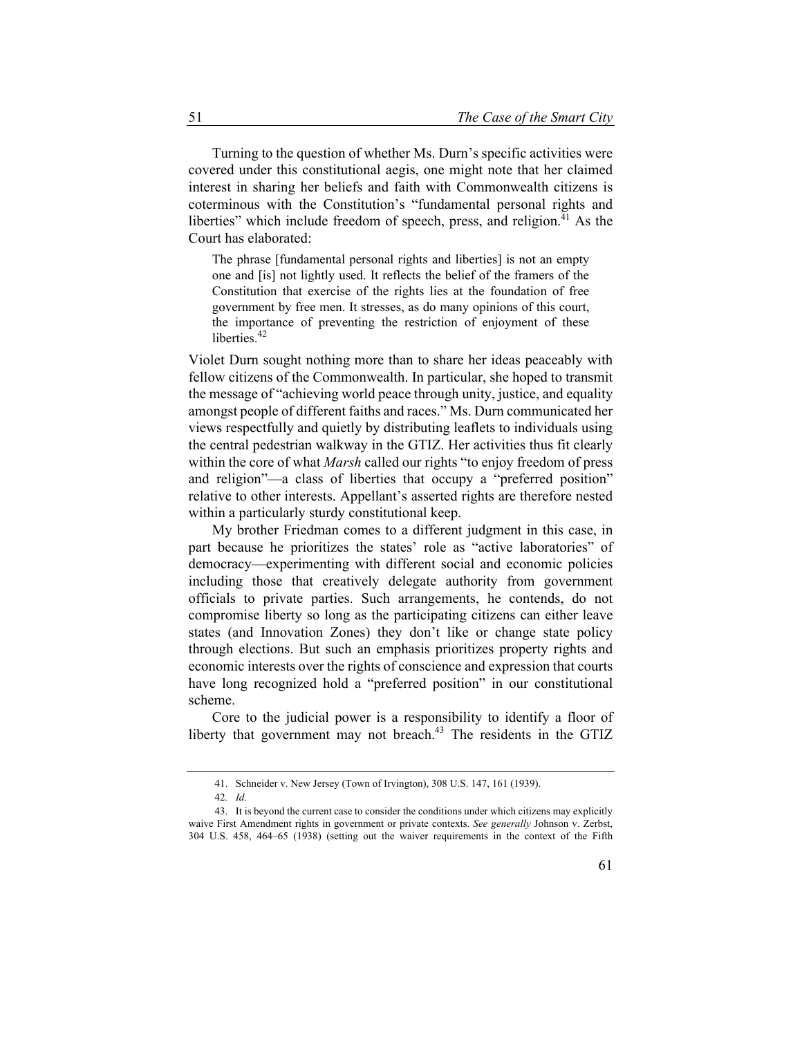Turning to the question of whether Ms. Durn's specific activities were covered under this constitutional aegis, one might note that her claimed interest in sharing her beliefs and faith with Commonwealth citizens is coterminous with the Constitution's "fundamental personal rights and liberties" which include freedom of speech, press, and religion.[41] As the Court has elaborated:

> The phrase [fundamental personal rights and liberties] is not an empty one and [is] not lightly used. It reflects the belief of the framers of the Constitution that exercise of the rights lies at the foundation of free government by free men. It stresses, as do many opinions of this court, the importance of preventing the restriction of enjoyment of these liberties.[42]

Violet Durn sought nothing more than to share her ideas peaceably with fellow citizens of the Commonwealth. In particular, she hoped to transmit the message of "achieving world peace through unity, justice, and equality amongst people of different faiths and races." Ms. Durn communicated her views respectfully and quietly by distributing leaflets to individuals using the central pedestrian walkway in the GTIZ. Her activities thus fit clearly within the core of what *Marsh* called our rights "to enjoy freedom of press and religion"—a class of liberties that occupy a "preferred position" relative to other interests. Appellant's asserted rights are therefore nested within a particularly sturdy constitutional keep.

My brother Friedman comes to a different judgment in this case, in part because he prioritizes the states' role as "active laboratories" of democracy—experimenting with different social and economic policies including those that creatively delegate authority from government officials to private parties. Such arrangements, he contends, do not compromise liberty so long as the participating citizens can either leave states (and Innovation Zones) they don't like or change state policy through elections. But such an emphasis prioritizes property rights and economic interests over the rights of conscience and expression that courts have long recognized hold a "preferred position" in our constitutional scheme.

Core to the judicial power is a responsibility to identify a floor of liberty that government may not breach.[43] The residents in the GTIZ

---

41. Schneider v. New Jersey (Town of Irvington), 308 U.S. 147, 161 (1939).

42. *Id.*

43. It is beyond the current case to consider the conditions under which citizens may explicitly waive First Amendment rights in government or private contexts. *See generally* Johnson v. Zerbst, 304 U.S. 458, 464–65 (1938) (setting out the waiver requirements in the context of the Fifth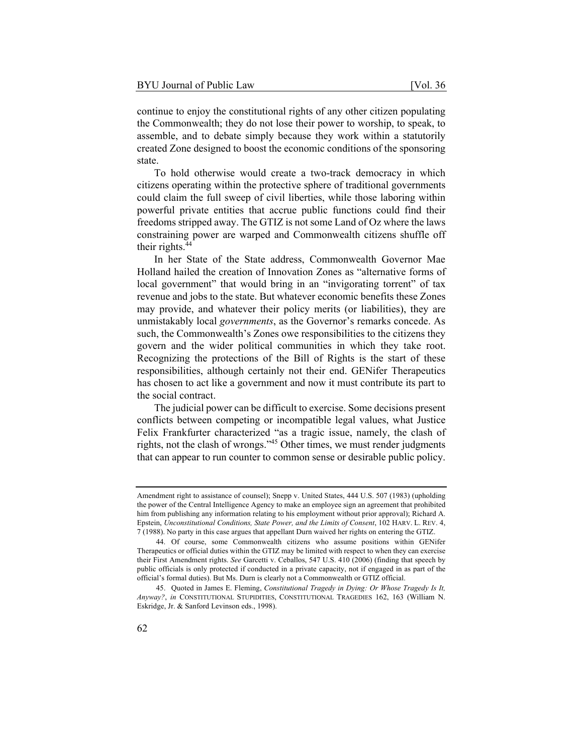continue to enjoy the constitutional rights of any other citizen populating the Commonwealth; they do not lose their power to worship, to speak, to assemble, and to debate simply because they work within a statutorily created Zone designed to boost the economic conditions of the sponsoring state.

To hold otherwise would create a two-track democracy in which citizens operating within the protective sphere of traditional governments could claim the full sweep of civil liberties, while those laboring within powerful private entities that accrue public functions could find their freedoms stripped away. The GTIZ is not some Land of Oz where the laws constraining power are warped and Commonwealth citizens shuffle off their rights.[44]

In her State of the State address, Commonwealth Governor Mae Holland hailed the creation of Innovation Zones as "alternative forms of local government" that would bring in an "invigorating torrent" of tax revenue and jobs to the state. But whatever economic benefits these Zones may provide, and whatever their policy merits (or liabilities), they are unmistakably local *governments*, as the Governor's remarks concede. As such, the Commonwealth's Zones owe responsibilities to the citizens they govern and the wider political communities in which they take root. Recognizing the protections of the Bill of Rights is the start of these responsibilities, although certainly not their end. GENifer Therapeutics has chosen to act like a government and now it must contribute its part to the social contract.

The judicial power can be difficult to exercise. Some decisions present conflicts between competing or incompatible legal values, what Justice Felix Frankfurter characterized "as a tragic issue, namely, the clash of rights, not the clash of wrongs."[45] Other times, we must render judgments that can appear to run counter to common sense or desirable public policy.

---

Amendment right to assistance of counsel); Snepp v. United States, 444 U.S. 507 (1983) (upholding the power of the Central Intelligence Agency to make an employee sign an agreement that prohibited him from publishing any information relating to his employment without prior approval); Richard A. Epstein, *Unconstitutional Conditions, State Power, and the Limits of Consent*, 102 HARV. L. REV. 4, 7 (1988). No party in this case argues that appellant Durn waived her rights on entering the GTIZ.

44. Of course, some Commonwealth citizens who assume positions within GENifer Therapeutics or official duties within the GTIZ may be limited with respect to when they can exercise their First Amendment rights. *See* Garcetti v. Ceballos, 547 U.S. 410 (2006) (finding that speech by public officials is only protected if conducted in a private capacity, not if engaged in as part of the official's formal duties). But Ms. Durn is clearly not a Commonwealth or GTIZ official.

45. Quoted in James E. Fleming, *Constitutional Tragedy in Dying: Or Whose Tragedy Is It, Anyway?*, *in* CONSTITUTIONAL STUPIDITIES, CONSTITUTIONAL TRAGEDIES 162, 163 (William N. Eskridge, Jr. & Sanford Levinson eds., 1998).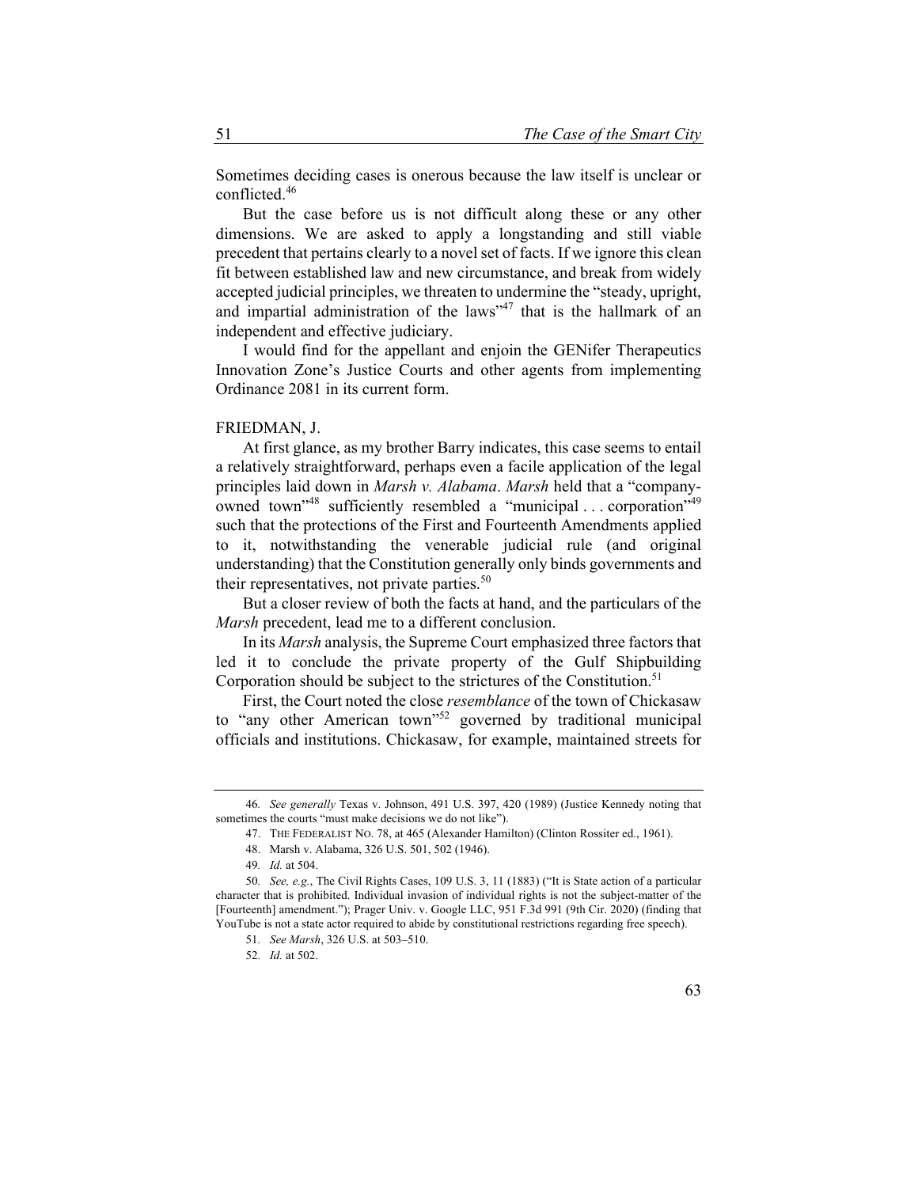Sometimes deciding cases is onerous because the law itself is unclear or conflicted.[46]

But the case before us is not difficult along these or any other dimensions. We are asked to apply a longstanding and still viable precedent that pertains clearly to a novel set of facts. If we ignore this clean fit between established law and new circumstance, and break from widely accepted judicial principles, we threaten to undermine the "steady, upright, and impartial administration of the laws"[47] that is the hallmark of an independent and effective judiciary.

I would find for the appellant and enjoin the GENifer Therapeutics Innovation Zone's Justice Courts and other agents from implementing Ordinance 2081 in its current form.

FRIEDMAN, J.

At first glance, as my brother Barry indicates, this case seems to entail a relatively straightforward, perhaps even a facile application of the legal principles laid down in *Marsh v. Alabama*. *Marsh* held that a "company-owned town"[48] sufficiently resembled a "municipal . . . corporation"[49] such that the protections of the First and Fourteenth Amendments applied to it, notwithstanding the venerable judicial rule (and original understanding) that the Constitution generally only binds governments and their representatives, not private parties.[50]

But a closer review of both the facts at hand, and the particulars of the *Marsh* precedent, lead me to a different conclusion.

In its *Marsh* analysis, the Supreme Court emphasized three factors that led it to conclude the private property of the Gulf Shipbuilding Corporation should be subject to the strictures of the Constitution.[51]

First, the Court noted the close *resemblance* of the town of Chickasaw to "any other American town"[52] governed by traditional municipal officials and institutions. Chickasaw, for example, maintained streets for

---

46. *See generally* Texas v. Johnson, 491 U.S. 397, 420 (1989) (Justice Kennedy noting that sometimes the courts "must make decisions we do not like").

47. THE FEDERALIST NO. 78, at 465 (Alexander Hamilton) (Clinton Rossiter ed., 1961).

48. Marsh v. Alabama, 326 U.S. 501, 502 (1946).

49. *Id.* at 504.

50. *See, e.g.*, The Civil Rights Cases, 109 U.S. 3, 11 (1883) ("It is State action of a particular character that is prohibited. Individual invasion of individual rights is not the subject-matter of the [Fourteenth] amendment."); Prager Univ. v. Google LLC, 951 F.3d 991 (9th Cir. 2020) (finding that YouTube is not a state actor required to abide by constitutional restrictions regarding free speech).

51. *See Marsh*, 326 U.S. at 503–510.

52. *Id.* at 502.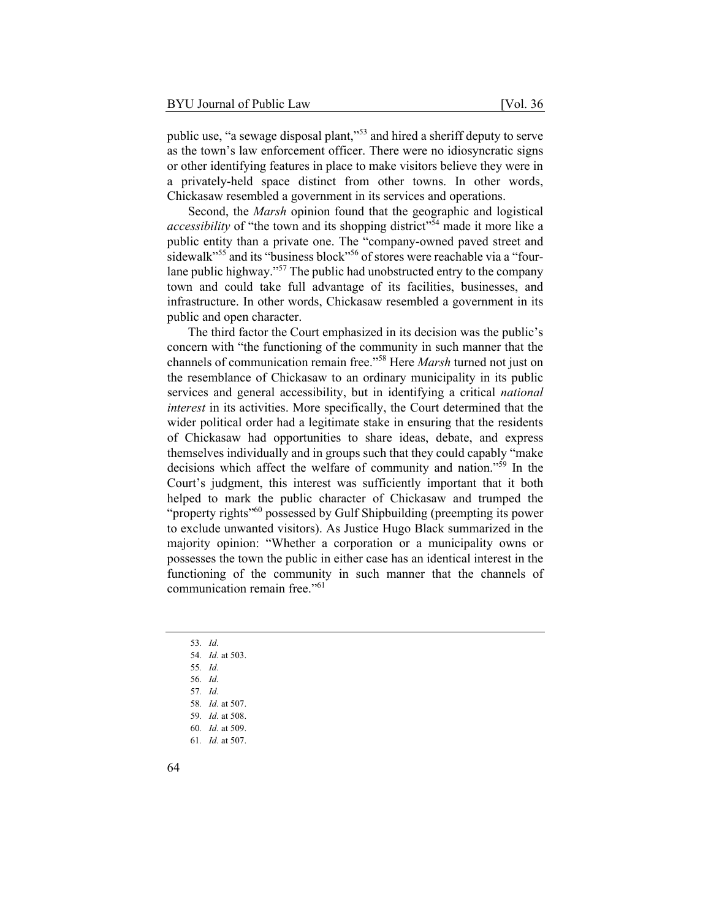public use, "a sewage disposal plant,"[53] and hired a sheriff deputy to serve as the town's law enforcement officer. There were no idiosyncratic signs or other identifying features in place to make visitors believe they were in a privately-held space distinct from other towns. In other words, Chickasaw resembled a government in its services and operations.

Second, the *Marsh* opinion found that the geographic and logistical *accessibility* of "the town and its shopping district"[54] made it more like a public entity than a private one. The "company-owned paved street and sidewalk"[55] and its "business block"[56] of stores were reachable via a "four-lane public highway."[57] The public had unobstructed entry to the company town and could take full advantage of its facilities, businesses, and infrastructure. In other words, Chickasaw resembled a government in its public and open character.

The third factor the Court emphasized in its decision was the public's concern with "the functioning of the community in such manner that the channels of communication remain free."[58] Here *Marsh* turned not just on the resemblance of Chickasaw to an ordinary municipality in its public services and general accessibility, but in identifying a critical *national interest* in its activities. More specifically, the Court determined that the wider political order had a legitimate stake in ensuring that the residents of Chickasaw had opportunities to share ideas, debate, and express themselves individually and in groups such that they could capably "make decisions which affect the welfare of community and nation."[59] In the Court's judgment, this interest was sufficiently important that it both helped to mark the public character of Chickasaw and trumped the "property rights"[60] possessed by Gulf Shipbuilding (preempting its power to exclude unwanted visitors). As Justice Hugo Black summarized in the majority opinion: "Whether a corporation or a municipality owns or possesses the town the public in either case has an identical interest in the functioning of the community in such manner that the channels of communication remain free."[61]

---

53. *Id.*
54. *Id.* at 503.
55. *Id.*
56. *Id.*
57. *Id.*
58. *Id.* at 507.
59. *Id.* at 508.
60. *Id.* at 509.
61. *Id.* at 507.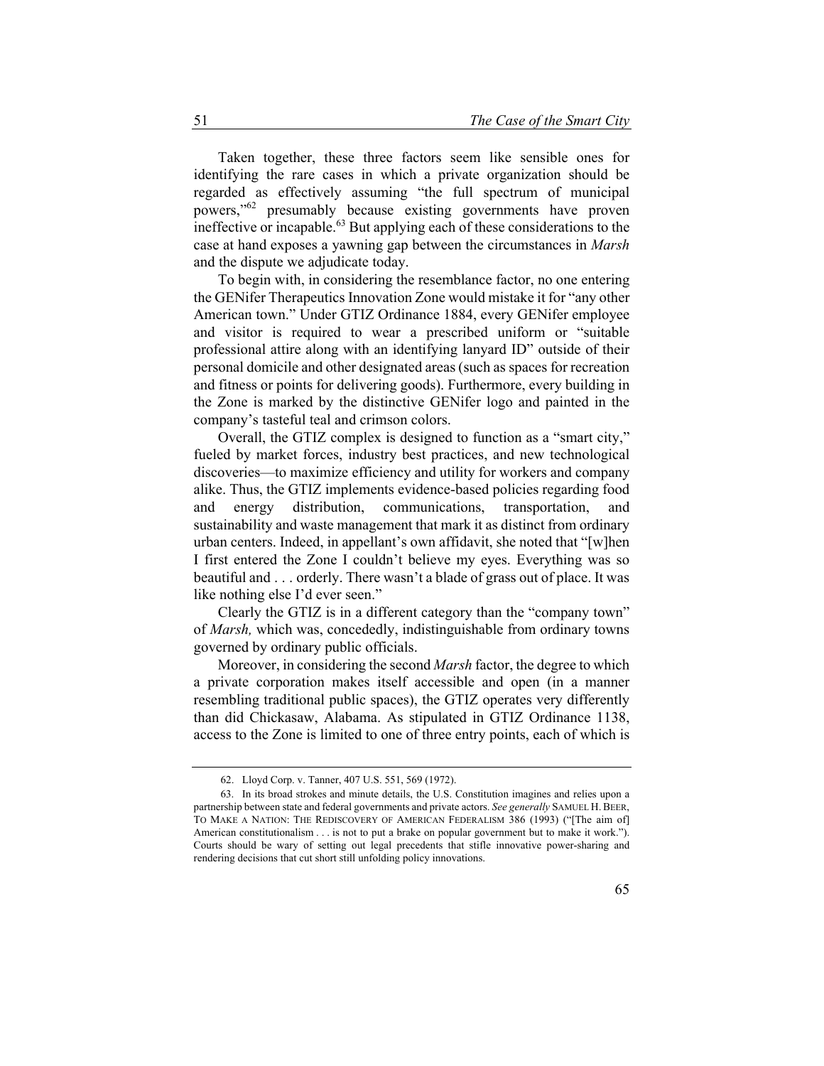Taken together, these three factors seem like sensible ones for identifying the rare cases in which a private organization should be regarded as effectively assuming "the full spectrum of municipal powers,"[62] presumably because existing governments have proven ineffective or incapable.[63] But applying each of these considerations to the case at hand exposes a yawning gap between the circumstances in *Marsh* and the dispute we adjudicate today.

To begin with, in considering the resemblance factor, no one entering the GENifer Therapeutics Innovation Zone would mistake it for "any other American town." Under GTIZ Ordinance 1884, every GENifer employee and visitor is required to wear a prescribed uniform or "suitable professional attire along with an identifying lanyard ID" outside of their personal domicile and other designated areas (such as spaces for recreation and fitness or points for delivering goods). Furthermore, every building in the Zone is marked by the distinctive GENifer logo and painted in the company's tasteful teal and crimson colors.

Overall, the GTIZ complex is designed to function as a "smart city," fueled by market forces, industry best practices, and new technological discoveries—to maximize efficiency and utility for workers and company alike. Thus, the GTIZ implements evidence-based policies regarding food and energy distribution, communications, transportation, and sustainability and waste management that mark it as distinct from ordinary urban centers. Indeed, in appellant's own affidavit, she noted that "[w]hen I first entered the Zone I couldn't believe my eyes. Everything was so beautiful and . . . orderly. There wasn't a blade of grass out of place. It was like nothing else I'd ever seen."

Clearly the GTIZ is in a different category than the "company town" of *Marsh,* which was, concededly, indistinguishable from ordinary towns governed by ordinary public officials.

Moreover, in considering the second *Marsh* factor, the degree to which a private corporation makes itself accessible and open (in a manner resembling traditional public spaces), the GTIZ operates very differently than did Chickasaw, Alabama. As stipulated in GTIZ Ordinance 1138, access to the Zone is limited to one of three entry points, each of which is

---

62. Lloyd Corp. v. Tanner, 407 U.S. 551, 569 (1972).

63. In its broad strokes and minute details, the U.S. Constitution imagines and relies upon a partnership between state and federal governments and private actors. *See generally* SAMUEL H. BEER, TO MAKE A NATION: THE REDISCOVERY OF AMERICAN FEDERALISM 386 (1993) ("[The aim of] American constitutionalism . . . is not to put a brake on popular government but to make it work."). Courts should be wary of setting out legal precedents that stifle innovative power-sharing and rendering decisions that cut short still unfolding policy innovations.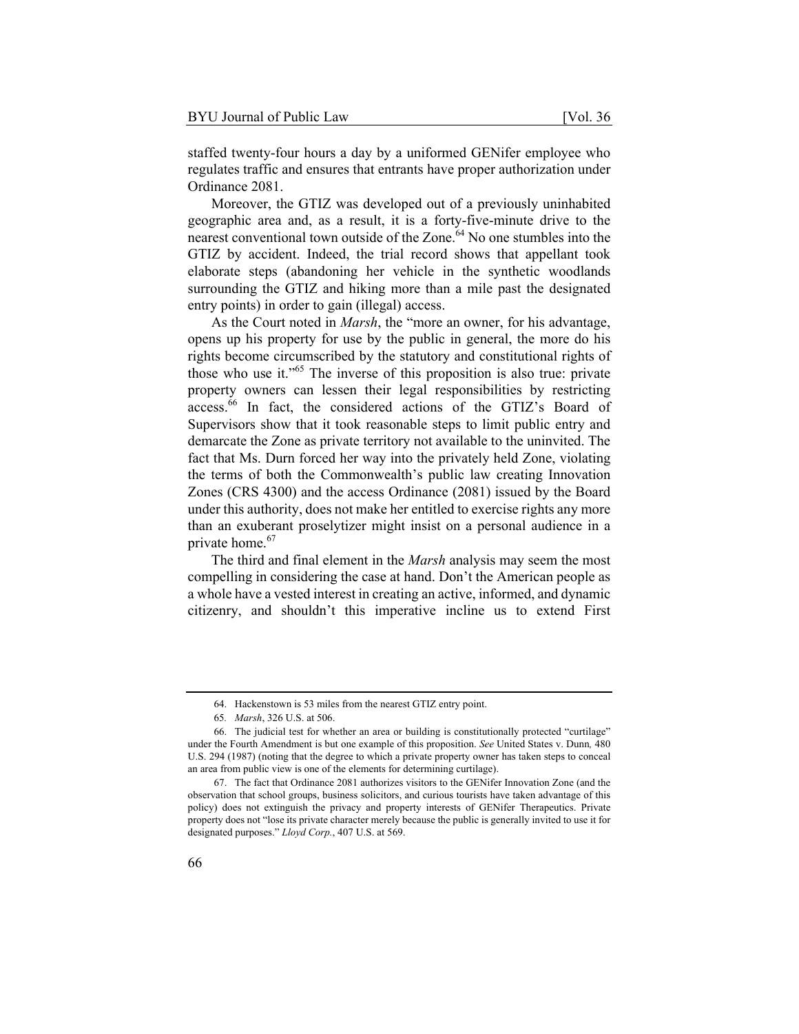staffed twenty-four hours a day by a uniformed GENifer employee who regulates traffic and ensures that entrants have proper authorization under Ordinance 2081.

Moreover, the GTIZ was developed out of a previously uninhabited geographic area and, as a result, it is a forty-five-minute drive to the nearest conventional town outside of the Zone.[64] No one stumbles into the GTIZ by accident. Indeed, the trial record shows that appellant took elaborate steps (abandoning her vehicle in the synthetic woodlands surrounding the GTIZ and hiking more than a mile past the designated entry points) in order to gain (illegal) access.

As the Court noted in *Marsh*, the "more an owner, for his advantage, opens up his property for use by the public in general, the more do his rights become circumscribed by the statutory and constitutional rights of those who use it."[65] The inverse of this proposition is also true: private property owners can lessen their legal responsibilities by restricting access.[66] In fact, the considered actions of the GTIZ's Board of Supervisors show that it took reasonable steps to limit public entry and demarcate the Zone as private territory not available to the uninvited. The fact that Ms. Durn forced her way into the privately held Zone, violating the terms of both the Commonwealth's public law creating Innovation Zones (CRS 4300) and the access Ordinance (2081) issued by the Board under this authority, does not make her entitled to exercise rights any more than an exuberant proselytizer might insist on a personal audience in a private home.[67]

The third and final element in the *Marsh* analysis may seem the most compelling in considering the case at hand. Don't the American people as a whole have a vested interest in creating an active, informed, and dynamic citizenry, and shouldn't this imperative incline us to extend First

---

64. Hackenstown is 53 miles from the nearest GTIZ entry point.

65. *Marsh*, 326 U.S. at 506.

66. The judicial test for whether an area or building is constitutionally protected "curtilage" under the Fourth Amendment is but one example of this proposition. *See* United States v. Dunn*,* 480 U.S. 294 (1987) (noting that the degree to which a private property owner has taken steps to conceal an area from public view is one of the elements for determining curtilage).

67. The fact that Ordinance 2081 authorizes visitors to the GENifer Innovation Zone (and the observation that school groups, business solicitors, and curious tourists have taken advantage of this policy) does not extinguish the privacy and property interests of GENifer Therapeutics. Private property does not "lose its private character merely because the public is generally invited to use it for designated purposes." *Lloyd Corp.*, 407 U.S. at 569.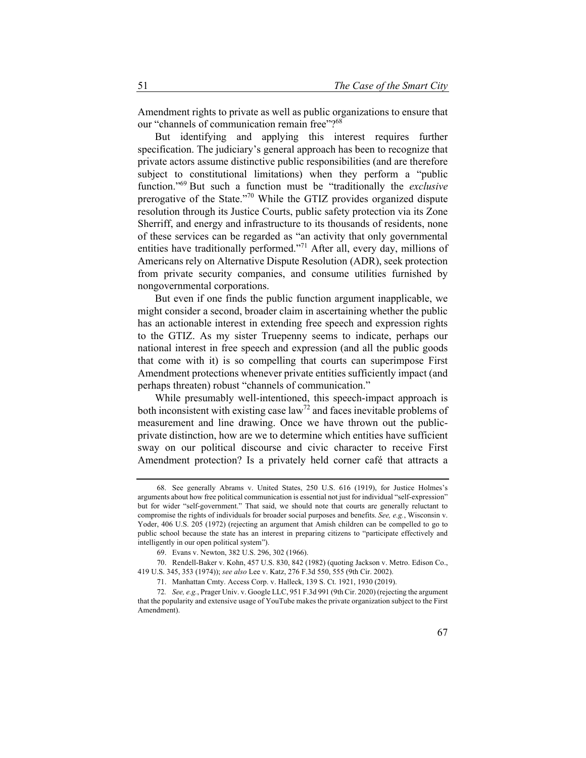Amendment rights to private as well as public organizations to ensure that our "channels of communication remain free"?[68]

But identifying and applying this interest requires further specification. The judiciary's general approach has been to recognize that private actors assume distinctive public responsibilities (and are therefore subject to constitutional limitations) when they perform a "public function."[69] But such a function must be "traditionally the *exclusive* prerogative of the State."[70] While the GTIZ provides organized dispute resolution through its Justice Courts, public safety protection via its Zone Sherriff, and energy and infrastructure to its thousands of residents, none of these services can be regarded as "an activity that only governmental entities have traditionally performed."[71] After all, every day, millions of Americans rely on Alternative Dispute Resolution (ADR), seek protection from private security companies, and consume utilities furnished by nongovernmental corporations.

But even if one finds the public function argument inapplicable, we might consider a second, broader claim in ascertaining whether the public has an actionable interest in extending free speech and expression rights to the GTIZ. As my sister Truepenny seems to indicate, perhaps our national interest in free speech and expression (and all the public goods that come with it) is so compelling that courts can superimpose First Amendment protections whenever private entities sufficiently impact (and perhaps threaten) robust "channels of communication."

While presumably well-intentioned, this speech-impact approach is both inconsistent with existing case law[72] and faces inevitable problems of measurement and line drawing. Once we have thrown out the public-private distinction, how are we to determine which entities have sufficient sway on our political discourse and civic character to receive First Amendment protection? Is a privately held corner café that attracts a

---

68. See generally Abrams v. United States, 250 U.S. 616 (1919), for Justice Holmes's arguments about how free political communication is essential not just for individual "self-expression" but for wider "self-government." That said, we should note that courts are generally reluctant to compromise the rights of individuals for broader social purposes and benefits. *See, e.g.*, Wisconsin v. Yoder, 406 U.S. 205 (1972) (rejecting an argument that Amish children can be compelled to go to public school because the state has an interest in preparing citizens to "participate effectively and intelligently in our open political system").

69. Evans v. Newton, 382 U.S. 296, 302 (1966).

70. Rendell-Baker v. Kohn, 457 U.S. 830, 842 (1982) (quoting Jackson v. Metro. Edison Co., 419 U.S. 345, 353 (1974)); *see also* Lee v. Katz, 276 F.3d 550, 555 (9th Cir. 2002).

71. Manhattan Cmty. Access Corp. v. Halleck, 139 S. Ct. 1921, 1930 (2019).

72. *See, e.g.*, Prager Univ. v. Google LLC, 951 F.3d 991 (9th Cir. 2020) (rejecting the argument that the popularity and extensive usage of YouTube makes the private organization subject to the First Amendment).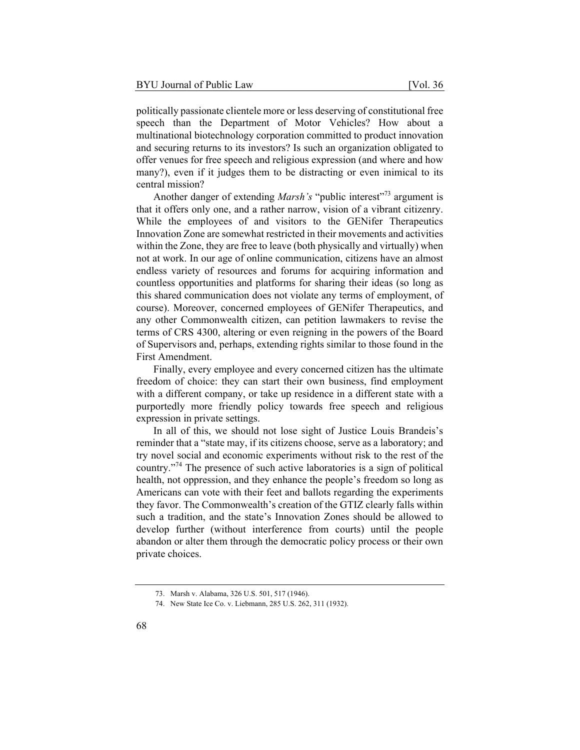politically passionate clientele more or less deserving of constitutional free speech than the Department of Motor Vehicles? How about a multinational biotechnology corporation committed to product innovation and securing returns to its investors? Is such an organization obligated to offer venues for free speech and religious expression (and where and how many?), even if it judges them to be distracting or even inimical to its central mission?

Another danger of extending *Marsh's* "public interest"[73] argument is that it offers only one, and a rather narrow, vision of a vibrant citizenry. While the employees of and visitors to the GENifer Therapeutics Innovation Zone are somewhat restricted in their movements and activities within the Zone, they are free to leave (both physically and virtually) when not at work. In our age of online communication, citizens have an almost endless variety of resources and forums for acquiring information and countless opportunities and platforms for sharing their ideas (so long as this shared communication does not violate any terms of employment, of course). Moreover, concerned employees of GENifer Therapeutics, and any other Commonwealth citizen, can petition lawmakers to revise the terms of CRS 4300, altering or even reigning in the powers of the Board of Supervisors and, perhaps, extending rights similar to those found in the First Amendment.

Finally, every employee and every concerned citizen has the ultimate freedom of choice: they can start their own business, find employment with a different company, or take up residence in a different state with a purportedly more friendly policy towards free speech and religious expression in private settings.

In all of this, we should not lose sight of Justice Louis Brandeis's reminder that a "state may, if its citizens choose, serve as a laboratory; and try novel social and economic experiments without risk to the rest of the country."[74] The presence of such active laboratories is a sign of political health, not oppression, and they enhance the people's freedom so long as Americans can vote with their feet and ballots regarding the experiments they favor. The Commonwealth's creation of the GTIZ clearly falls within such a tradition, and the state's Innovation Zones should be allowed to develop further (without interference from courts) until the people abandon or alter them through the democratic policy process or their own private choices.

---

73. Marsh v. Alabama, 326 U.S. 501, 517 (1946).

74. New State Ice Co. v. Liebmann, 285 U.S. 262, 311 (1932).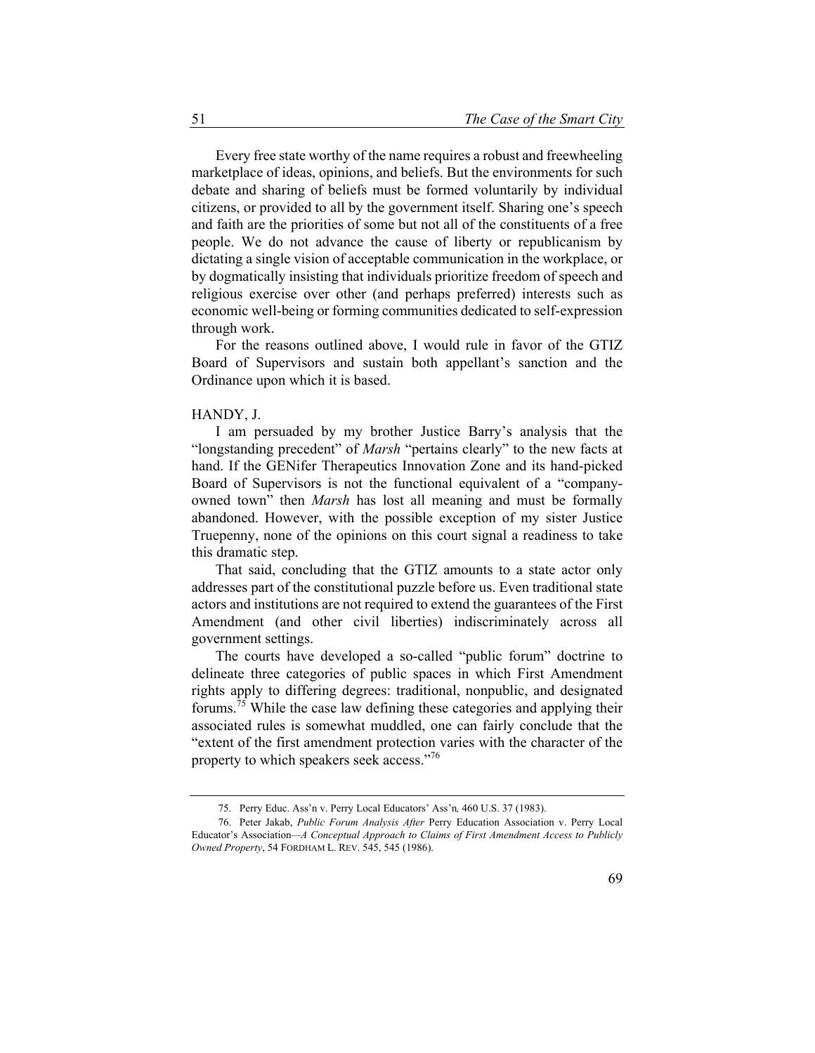Every free state worthy of the name requires a robust and freewheeling marketplace of ideas, opinions, and beliefs. But the environments for such debate and sharing of beliefs must be formed voluntarily by individual citizens, or provided to all by the government itself. Sharing one's speech and faith are the priorities of some but not all of the constituents of a free people. We do not advance the cause of liberty or republicanism by dictating a single vision of acceptable communication in the workplace, or by dogmatically insisting that individuals prioritize freedom of speech and religious exercise over other (and perhaps preferred) interests such as economic well-being or forming communities dedicated to self-expression through work.

For the reasons outlined above, I would rule in favor of the GTIZ Board of Supervisors and sustain both appellant's sanction and the Ordinance upon which it is based.

HANDY, J.

I am persuaded by my brother Justice Barry's analysis that the "longstanding precedent" of *Marsh* "pertains clearly" to the new facts at hand. If the GENifer Therapeutics Innovation Zone and its hand-picked Board of Supervisors is not the functional equivalent of a "company-owned town" then *Marsh* has lost all meaning and must be formally abandoned. However, with the possible exception of my sister Justice Truepenny, none of the opinions on this court signal a readiness to take this dramatic step.

That said, concluding that the GTIZ amounts to a state actor only addresses part of the constitutional puzzle before us. Even traditional state actors and institutions are not required to extend the guarantees of the First Amendment (and other civil liberties) indiscriminately across all government settings.

The courts have developed a so-called "public forum" doctrine to delineate three categories of public spaces in which First Amendment rights apply to differing degrees: traditional, nonpublic, and designated forums.[75] While the case law defining these categories and applying their associated rules is somewhat muddled, one can fairly conclude that the "extent of the first amendment protection varies with the character of the property to which speakers seek access."[76]

---

75. Perry Educ. Ass'n v. Perry Local Educators' Ass'n*,* 460 U.S. 37 (1983).

76. Peter Jakab, *Public Forum Analysis After* Perry Education Association v. Perry Local Educator's Association*—A Conceptual Approach to Claims of First Amendment Access to Publicly Owned Property*, 54 FORDHAM L. REV. 545, 545 (1986).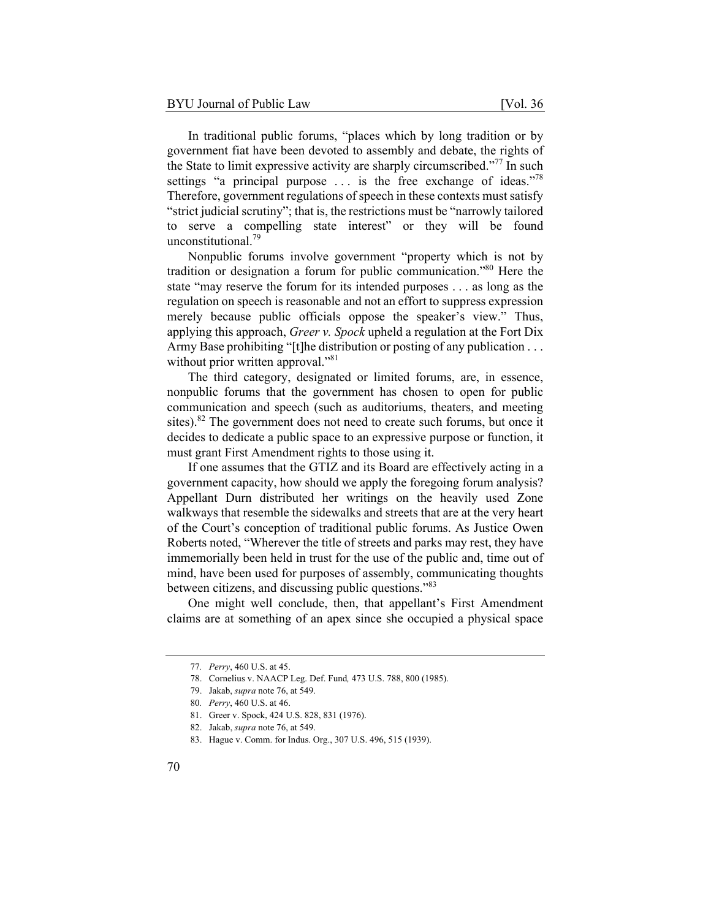In traditional public forums, "places which by long tradition or by government fiat have been devoted to assembly and debate, the rights of the State to limit expressive activity are sharply circumscribed."[77] In such settings "a principal purpose . . . is the free exchange of ideas."[78] Therefore, government regulations of speech in these contexts must satisfy "strict judicial scrutiny"; that is, the restrictions must be "narrowly tailored to serve a compelling state interest" or they will be found unconstitutional.[79]

Nonpublic forums involve government "property which is not by tradition or designation a forum for public communication."[80] Here the state "may reserve the forum for its intended purposes . . . as long as the regulation on speech is reasonable and not an effort to suppress expression merely because public officials oppose the speaker's view." Thus, applying this approach, *Greer v. Spock* upheld a regulation at the Fort Dix Army Base prohibiting "[t]he distribution or posting of any publication . . . without prior written approval."[81]

The third category, designated or limited forums, are, in essence, nonpublic forums that the government has chosen to open for public communication and speech (such as auditoriums, theaters, and meeting sites).[82] The government does not need to create such forums, but once it decides to dedicate a public space to an expressive purpose or function, it must grant First Amendment rights to those using it.

If one assumes that the GTIZ and its Board are effectively acting in a government capacity, how should we apply the foregoing forum analysis? Appellant Durn distributed her writings on the heavily used Zone walkways that resemble the sidewalks and streets that are at the very heart of the Court's conception of traditional public forums. As Justice Owen Roberts noted, "Wherever the title of streets and parks may rest, they have immemorially been held in trust for the use of the public and, time out of mind, have been used for purposes of assembly, communicating thoughts between citizens, and discussing public questions."[83]

One might well conclude, then, that appellant's First Amendment claims are at something of an apex since she occupied a physical space

---

77. *Perry*, 460 U.S. at 45.

78. Cornelius v. NAACP Leg. Def. Fund*,* 473 U.S. 788, 800 (1985).

79. Jakab, *supra* note 76, at 549.

80. *Perry*, 460 U.S. at 46.

81. Greer v. Spock, 424 U.S. 828, 831 (1976).

82. Jakab, *supra* note 76, at 549.

83. Hague v. Comm. for Indus. Org., 307 U.S. 496, 515 (1939).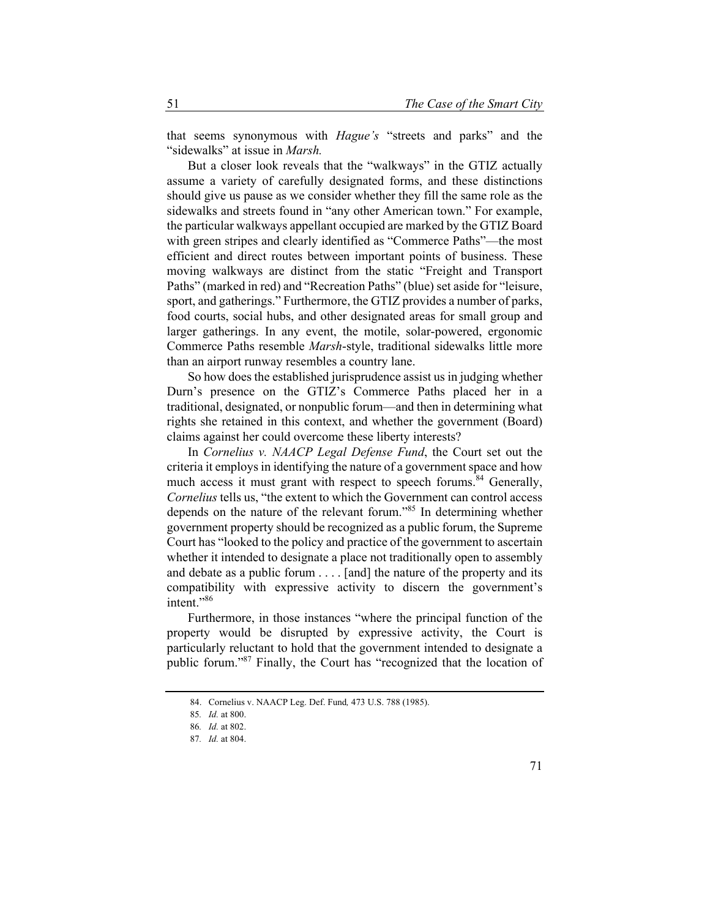that seems synonymous with *Hague's* "streets and parks" and the "sidewalks" at issue in *Marsh.*

But a closer look reveals that the "walkways" in the GTIZ actually assume a variety of carefully designated forms, and these distinctions should give us pause as we consider whether they fill the same role as the sidewalks and streets found in "any other American town." For example, the particular walkways appellant occupied are marked by the GTIZ Board with green stripes and clearly identified as "Commerce Paths"—the most efficient and direct routes between important points of business. These moving walkways are distinct from the static "Freight and Transport Paths" (marked in red) and "Recreation Paths" (blue) set aside for "leisure, sport, and gatherings." Furthermore, the GTIZ provides a number of parks, food courts, social hubs, and other designated areas for small group and larger gatherings. In any event, the motile, solar-powered, ergonomic Commerce Paths resemble *Marsh*-style, traditional sidewalks little more than an airport runway resembles a country lane.

So how does the established jurisprudence assist us in judging whether Durn's presence on the GTIZ's Commerce Paths placed her in a traditional, designated, or nonpublic forum—and then in determining what rights she retained in this context, and whether the government (Board) claims against her could overcome these liberty interests?

In *Cornelius v. NAACP Legal Defense Fund*, the Court set out the criteria it employs in identifying the nature of a government space and how much access it must grant with respect to speech forums.[84] Generally, *Cornelius* tells us, "the extent to which the Government can control access depends on the nature of the relevant forum."[85] In determining whether government property should be recognized as a public forum, the Supreme Court has "looked to the policy and practice of the government to ascertain whether it intended to designate a place not traditionally open to assembly and debate as a public forum . . . . [and] the nature of the property and its compatibility with expressive activity to discern the government's intent."[86]

Furthermore, in those instances "where the principal function of the property would be disrupted by expressive activity, the Court is particularly reluctant to hold that the government intended to designate a public forum."[87] Finally, the Court has "recognized that the location of

---

84. Cornelius v. NAACP Leg. Def. Fund*,* 473 U.S. 788 (1985).

85. *Id.* at 800.

86. *Id.* at 802.

87. *Id.* at 804.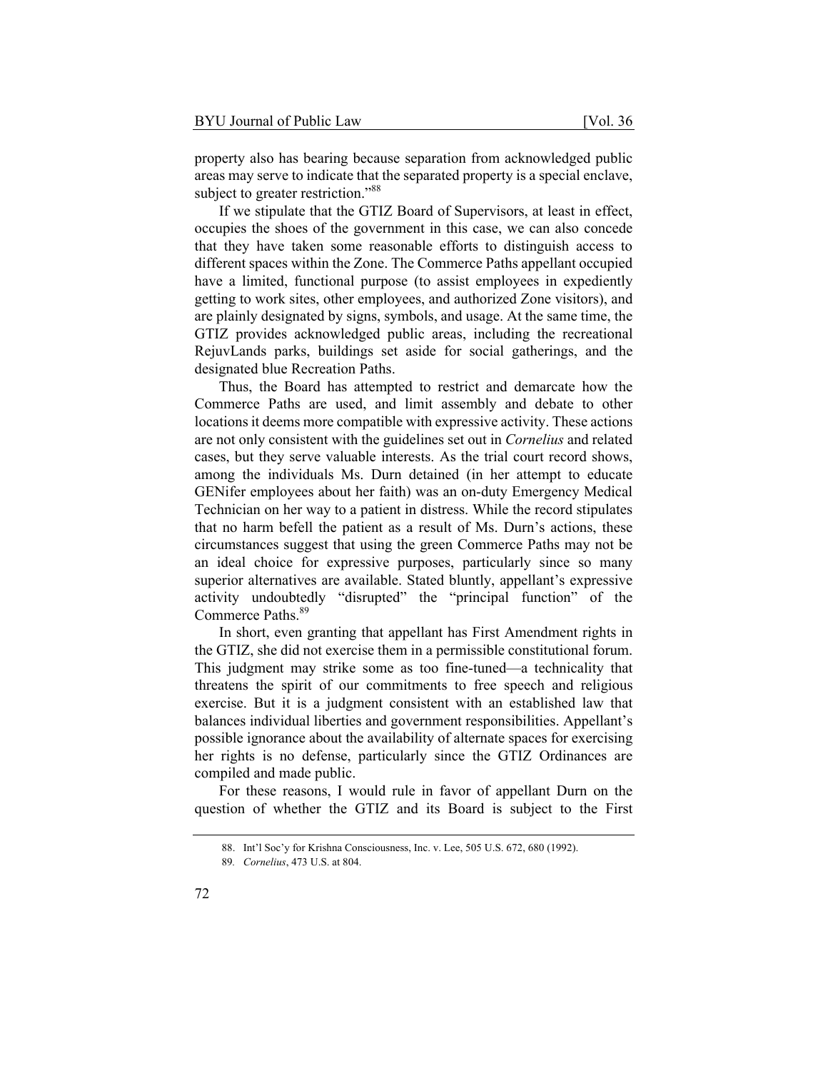property also has bearing because separation from acknowledged public areas may serve to indicate that the separated property is a special enclave, subject to greater restriction."[88]

If we stipulate that the GTIZ Board of Supervisors, at least in effect, occupies the shoes of the government in this case, we can also concede that they have taken some reasonable efforts to distinguish access to different spaces within the Zone. The Commerce Paths appellant occupied have a limited, functional purpose (to assist employees in expediently getting to work sites, other employees, and authorized Zone visitors), and are plainly designated by signs, symbols, and usage. At the same time, the GTIZ provides acknowledged public areas, including the recreational RejuvLands parks, buildings set aside for social gatherings, and the designated blue Recreation Paths.

Thus, the Board has attempted to restrict and demarcate how the Commerce Paths are used, and limit assembly and debate to other locations it deems more compatible with expressive activity. These actions are not only consistent with the guidelines set out in *Cornelius* and related cases, but they serve valuable interests. As the trial court record shows, among the individuals Ms. Durn detained (in her attempt to educate GENifer employees about her faith) was an on-duty Emergency Medical Technician on her way to a patient in distress. While the record stipulates that no harm befell the patient as a result of Ms. Durn's actions, these circumstances suggest that using the green Commerce Paths may not be an ideal choice for expressive purposes, particularly since so many superior alternatives are available. Stated bluntly, appellant's expressive activity undoubtedly "disrupted" the "principal function" of the Commerce Paths.[89]

In short, even granting that appellant has First Amendment rights in the GTIZ, she did not exercise them in a permissible constitutional forum. This judgment may strike some as too fine-tuned—a technicality that threatens the spirit of our commitments to free speech and religious exercise. But it is a judgment consistent with an established law that balances individual liberties and government responsibilities. Appellant's possible ignorance about the availability of alternate spaces for exercising her rights is no defense, particularly since the GTIZ Ordinances are compiled and made public.

For these reasons, I would rule in favor of appellant Durn on the question of whether the GTIZ and its Board is subject to the First

---

88. Int'l Soc'y for Krishna Consciousness, Inc. v. Lee, 505 U.S. 672, 680 (1992).

89. *Cornelius*, 473 U.S. at 804.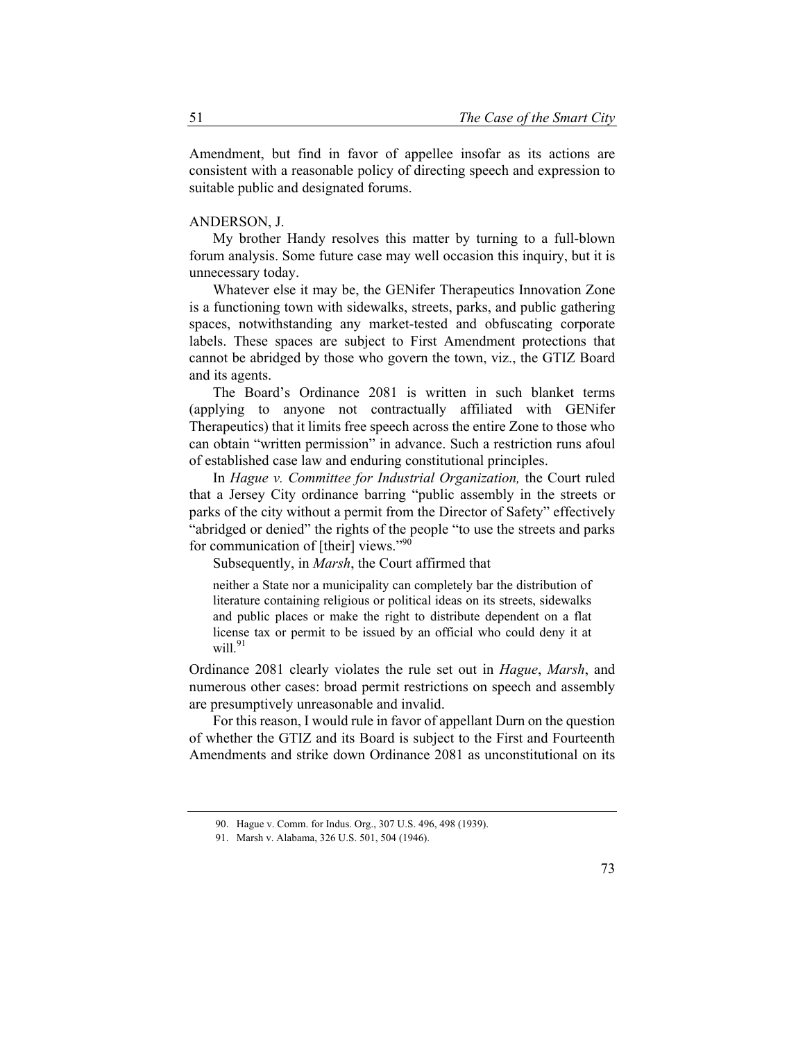Amendment, but find in favor of appellee insofar as its actions are consistent with a reasonable policy of directing speech and expression to suitable public and designated forums.

ANDERSON, J.

My brother Handy resolves this matter by turning to a full-blown forum analysis. Some future case may well occasion this inquiry, but it is unnecessary today.

Whatever else it may be, the GENifer Therapeutics Innovation Zone is a functioning town with sidewalks, streets, parks, and public gathering spaces, notwithstanding any market-tested and obfuscating corporate labels. These spaces are subject to First Amendment protections that cannot be abridged by those who govern the town, viz., the GTIZ Board and its agents.

The Board's Ordinance 2081 is written in such blanket terms (applying to anyone not contractually affiliated with GENifer Therapeutics) that it limits free speech across the entire Zone to those who can obtain "written permission" in advance. Such a restriction runs afoul of established case law and enduring constitutional principles.

In *Hague v. Committee for Industrial Organization,* the Court ruled that a Jersey City ordinance barring "public assembly in the streets or parks of the city without a permit from the Director of Safety" effectively "abridged or denied" the rights of the people "to use the streets and parks for communication of [their] views."[90]

Subsequently, in *Marsh*, the Court affirmed that

> neither a State nor a municipality can completely bar the distribution of literature containing religious or political ideas on its streets, sidewalks and public places or make the right to distribute dependent on a flat license tax or permit to be issued by an official who could deny it at will.[91]

Ordinance 2081 clearly violates the rule set out in *Hague*, *Marsh*, and numerous other cases: broad permit restrictions on speech and assembly are presumptively unreasonable and invalid.

For this reason, I would rule in favor of appellant Durn on the question of whether the GTIZ and its Board is subject to the First and Fourteenth Amendments and strike down Ordinance 2081 as unconstitutional on its

90. Hague v. Comm. for Indus. Org., 307 U.S. 496, 498 (1939).

91. Marsh v. Alabama, 326 U.S. 501, 504 (1946).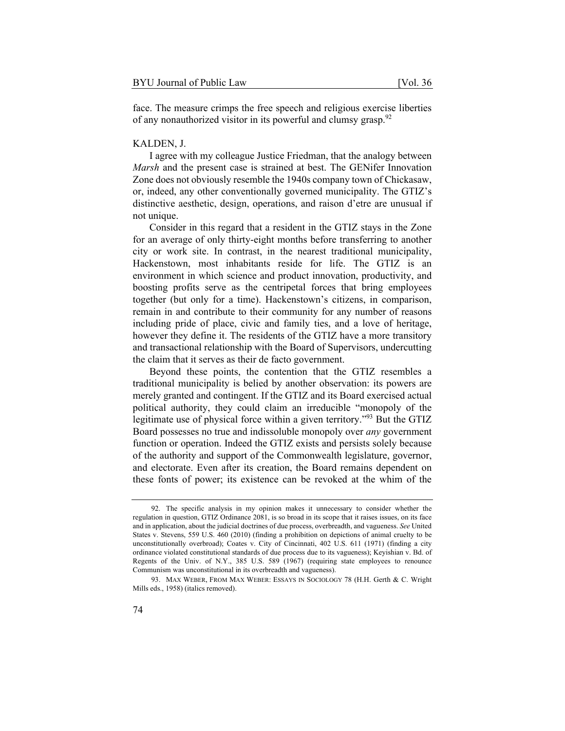face. The measure crimps the free speech and religious exercise liberties of any nonauthorized visitor in its powerful and clumsy grasp.[92]

KALDEN, J.

I agree with my colleague Justice Friedman, that the analogy between *Marsh* and the present case is strained at best. The GENifer Innovation Zone does not obviously resemble the 1940s company town of Chickasaw, or, indeed, any other conventionally governed municipality. The GTIZ's distinctive aesthetic, design, operations, and raison d'etre are unusual if not unique.

Consider in this regard that a resident in the GTIZ stays in the Zone for an average of only thirty-eight months before transferring to another city or work site. In contrast, in the nearest traditional municipality, Hackenstown, most inhabitants reside for life. The GTIZ is an environment in which science and product innovation, productivity, and boosting profits serve as the centripetal forces that bring employees together (but only for a time). Hackenstown's citizens, in comparison, remain in and contribute to their community for any number of reasons including pride of place, civic and family ties, and a love of heritage, however they define it. The residents of the GTIZ have a more transitory and transactional relationship with the Board of Supervisors, undercutting the claim that it serves as their de facto government.

Beyond these points, the contention that the GTIZ resembles a traditional municipality is belied by another observation: its powers are merely granted and contingent. If the GTIZ and its Board exercised actual political authority, they could claim an irreducible "monopoly of the legitimate use of physical force within a given territory."[93] But the GTIZ Board possesses no true and indissoluble monopoly over *any* government function or operation. Indeed the GTIZ exists and persists solely because of the authority and support of the Commonwealth legislature, governor, and electorate. Even after its creation, the Board remains dependent on these fonts of power; its existence can be revoked at the whim of the

---

92. The specific analysis in my opinion makes it unnecessary to consider whether the regulation in question, GTIZ Ordinance 2081, is so broad in its scope that it raises issues, on its face and in application, about the judicial doctrines of due process, overbreadth, and vagueness. *See* United States v. Stevens, 559 U.S. 460 (2010) (finding a prohibition on depictions of animal cruelty to be unconstitutionally overbroad); Coates v. City of Cincinnati, 402 U.S. 611 (1971) (finding a city ordinance violated constitutional standards of due process due to its vagueness); Keyishian v. Bd. of Regents of the Univ. of N.Y., 385 U.S. 589 (1967) (requiring state employees to renounce Communism was unconstitutional in its overbreadth and vagueness).

93. MAX WEBER, FROM MAX WEBER: ESSAYS IN SOCIOLOGY 78 (H.H. Gerth & C. Wright Mills eds., 1958) (italics removed).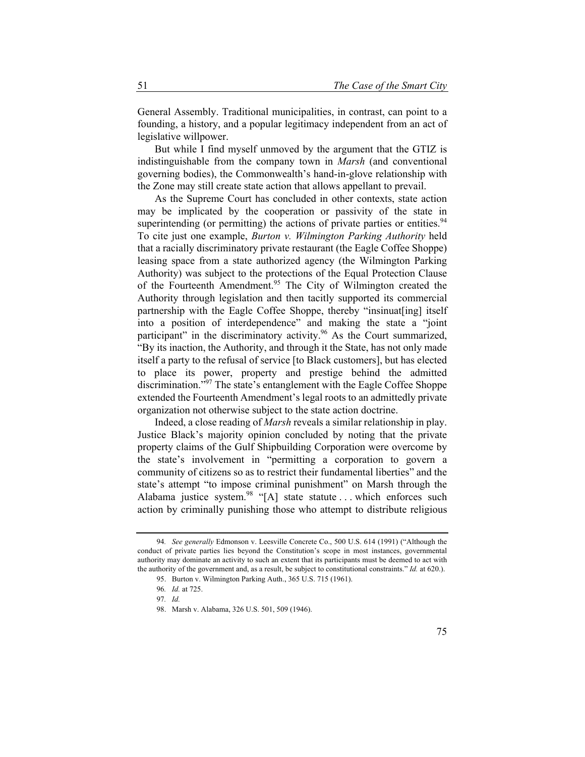General Assembly. Traditional municipalities, in contrast, can point to a founding, a history, and a popular legitimacy independent from an act of legislative willpower.

But while I find myself unmoved by the argument that the GTIZ is indistinguishable from the company town in *Marsh* (and conventional governing bodies), the Commonwealth's hand-in-glove relationship with the Zone may still create state action that allows appellant to prevail.

As the Supreme Court has concluded in other contexts, state action may be implicated by the cooperation or passivity of the state in superintending (or permitting) the actions of private parties or entities.[94] To cite just one example, *Burton v. Wilmington Parking Authority* held that a racially discriminatory private restaurant (the Eagle Coffee Shoppe) leasing space from a state authorized agency (the Wilmington Parking Authority) was subject to the protections of the Equal Protection Clause of the Fourteenth Amendment.[95] The City of Wilmington created the Authority through legislation and then tacitly supported its commercial partnership with the Eagle Coffee Shoppe, thereby "insinuat[ing] itself into a position of interdependence" and making the state a "joint participant" in the discriminatory activity.[96] As the Court summarized, "By its inaction, the Authority, and through it the State, has not only made itself a party to the refusal of service [to Black customers], but has elected to place its power, property and prestige behind the admitted discrimination."[97] The state's entanglement with the Eagle Coffee Shoppe extended the Fourteenth Amendment's legal roots to an admittedly private organization not otherwise subject to the state action doctrine.

Indeed, a close reading of *Marsh* reveals a similar relationship in play. Justice Black's majority opinion concluded by noting that the private property claims of the Gulf Shipbuilding Corporation were overcome by the state's involvement in "permitting a corporation to govern a community of citizens so as to restrict their fundamental liberties" and the state's attempt "to impose criminal punishment" on Marsh through the Alabama justice system.[98] "[A] state statute . . . which enforces such action by criminally punishing those who attempt to distribute religious

---

94. *See generally* Edmonson v. Leesville Concrete Co., 500 U.S. 614 (1991) ("Although the conduct of private parties lies beyond the Constitution's scope in most instances, governmental authority may dominate an activity to such an extent that its participants must be deemed to act with the authority of the government and, as a result, be subject to constitutional constraints." *Id.* at 620.).

95. Burton v. Wilmington Parking Auth., 365 U.S. 715 (1961).

96. *Id.* at 725.

97. *Id.*

98. Marsh v. Alabama, 326 U.S. 501, 509 (1946).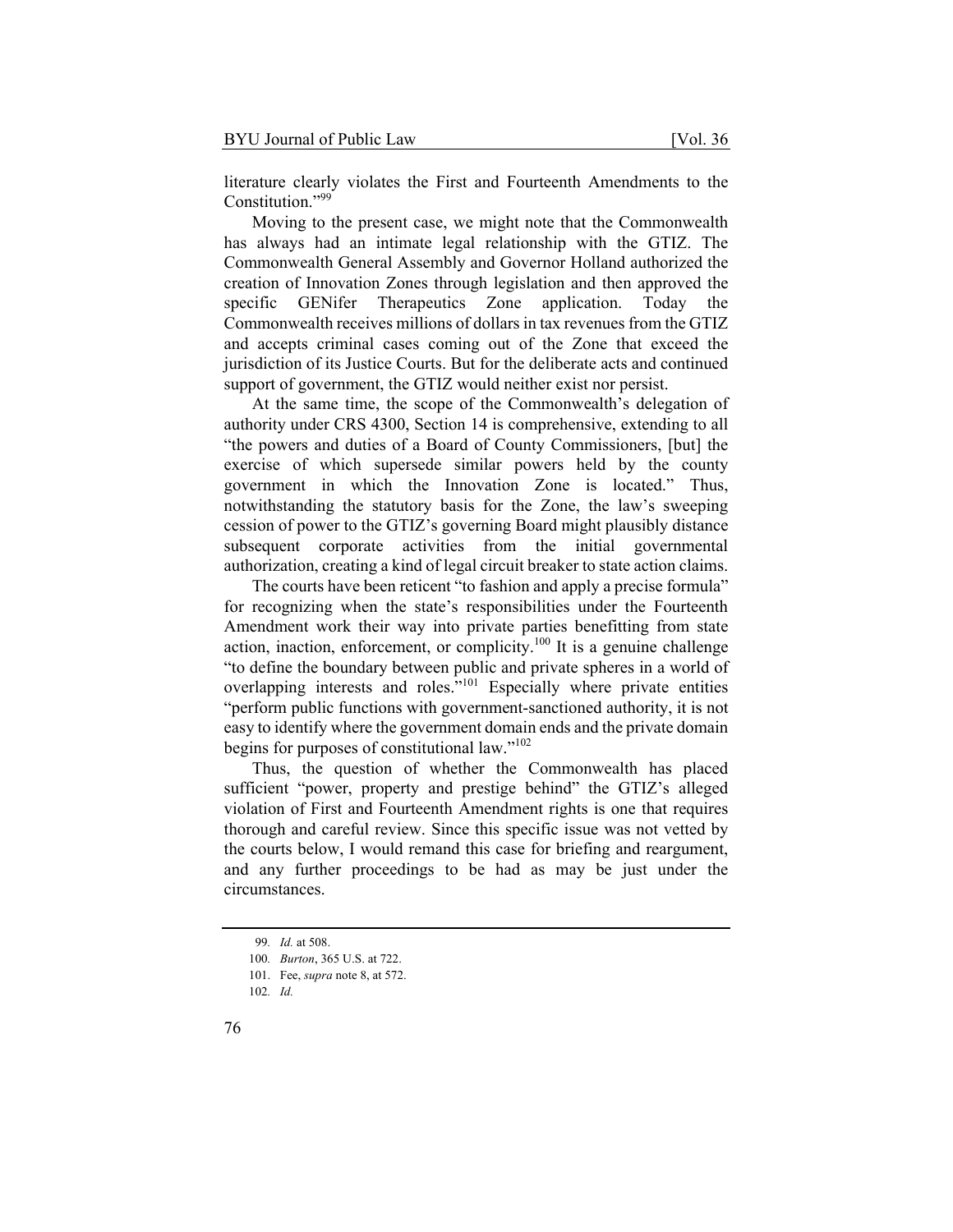literature clearly violates the First and Fourteenth Amendments to the Constitution."[99]

Moving to the present case, we might note that the Commonwealth has always had an intimate legal relationship with the GTIZ. The Commonwealth General Assembly and Governor Holland authorized the creation of Innovation Zones through legislation and then approved the specific GENifer Therapeutics Zone application. Today the Commonwealth receives millions of dollars in tax revenues from the GTIZ and accepts criminal cases coming out of the Zone that exceed the jurisdiction of its Justice Courts. But for the deliberate acts and continued support of government, the GTIZ would neither exist nor persist.

At the same time, the scope of the Commonwealth's delegation of authority under CRS 4300, Section 14 is comprehensive, extending to all "the powers and duties of a Board of County Commissioners, [but] the exercise of which supersede similar powers held by the county government in which the Innovation Zone is located." Thus, notwithstanding the statutory basis for the Zone, the law's sweeping cession of power to the GTIZ's governing Board might plausibly distance subsequent corporate activities from the initial governmental authorization, creating a kind of legal circuit breaker to state action claims.

The courts have been reticent "to fashion and apply a precise formula" for recognizing when the state's responsibilities under the Fourteenth Amendment work their way into private parties benefitting from state action, inaction, enforcement, or complicity.[100] It is a genuine challenge "to define the boundary between public and private spheres in a world of overlapping interests and roles."[101] Especially where private entities "perform public functions with government-sanctioned authority, it is not easy to identify where the government domain ends and the private domain begins for purposes of constitutional law."[102]

Thus, the question of whether the Commonwealth has placed sufficient "power, property and prestige behind" the GTIZ's alleged violation of First and Fourteenth Amendment rights is one that requires thorough and careful review. Since this specific issue was not vetted by the courts below, I would remand this case for briefing and reargument, and any further proceedings to be had as may be just under the circumstances.

---

99. *Id.* at 508.

100. *Burton*, 365 U.S. at 722.

101. Fee, *supra* note 8, at 572.

102. *Id.*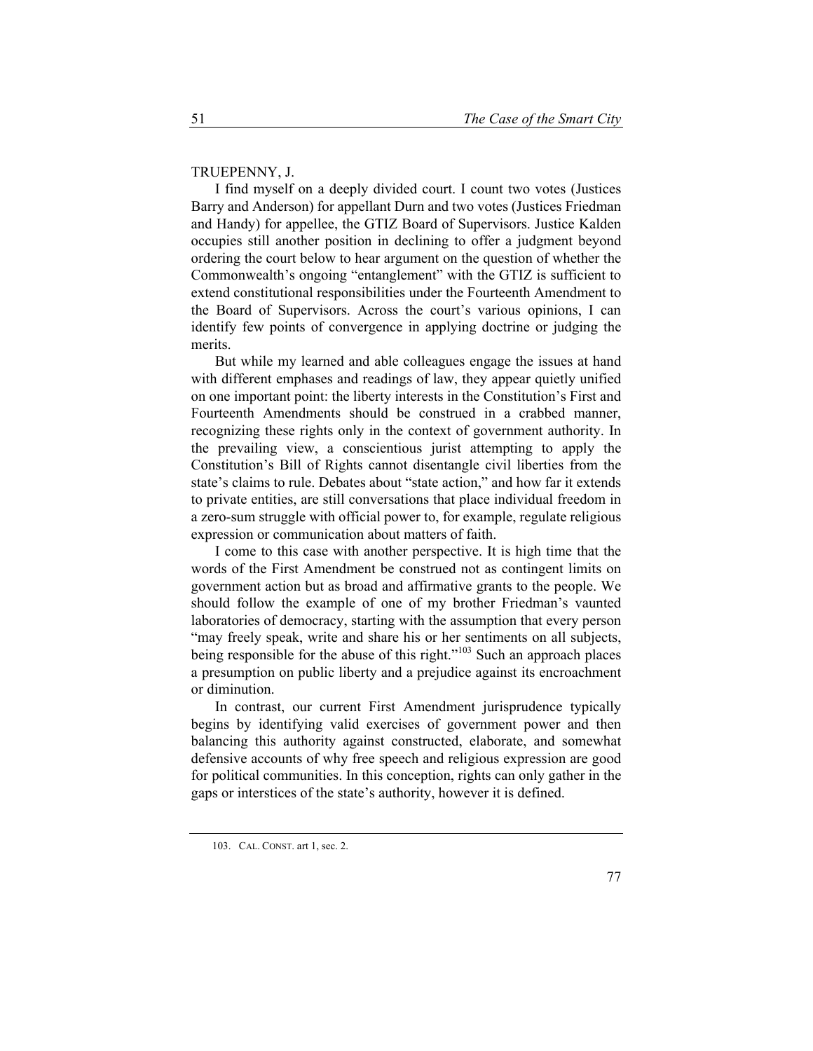TRUEPENNY, J.

I find myself on a deeply divided court. I count two votes (Justices Barry and Anderson) for appellant Durn and two votes (Justices Friedman and Handy) for appellee, the GTIZ Board of Supervisors. Justice Kalden occupies still another position in declining to offer a judgment beyond ordering the court below to hear argument on the question of whether the Commonwealth's ongoing "entanglement" with the GTIZ is sufficient to extend constitutional responsibilities under the Fourteenth Amendment to the Board of Supervisors. Across the court's various opinions, I can identify few points of convergence in applying doctrine or judging the merits.

But while my learned and able colleagues engage the issues at hand with different emphases and readings of law, they appear quietly unified on one important point: the liberty interests in the Constitution's First and Fourteenth Amendments should be construed in a crabbed manner, recognizing these rights only in the context of government authority. In the prevailing view, a conscientious jurist attempting to apply the Constitution's Bill of Rights cannot disentangle civil liberties from the state's claims to rule. Debates about "state action," and how far it extends to private entities, are still conversations that place individual freedom in a zero-sum struggle with official power to, for example, regulate religious expression or communication about matters of faith.

I come to this case with another perspective. It is high time that the words of the First Amendment be construed not as contingent limits on government action but as broad and affirmative grants to the people. We should follow the example of one of my brother Friedman's vaunted laboratories of democracy, starting with the assumption that every person "may freely speak, write and share his or her sentiments on all subjects, being responsible for the abuse of this right."[103] Such an approach places a presumption on public liberty and a prejudice against its encroachment or diminution.

In contrast, our current First Amendment jurisprudence typically begins by identifying valid exercises of government power and then balancing this authority against constructed, elaborate, and somewhat defensive accounts of why free speech and religious expression are good for political communities. In this conception, rights can only gather in the gaps or interstices of the state's authority, however it is defined.

---

103. CAL. CONST. art 1, sec. 2.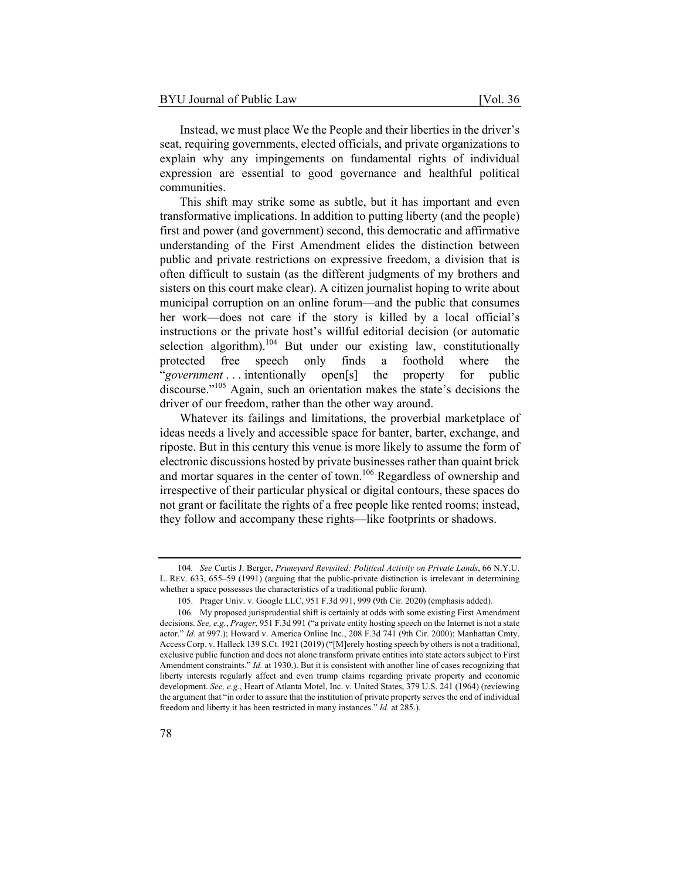Instead, we must place We the People and their liberties in the driver's seat, requiring governments, elected officials, and private organizations to explain why any impingements on fundamental rights of individual expression are essential to good governance and healthful political communities.

This shift may strike some as subtle, but it has important and even transformative implications. In addition to putting liberty (and the people) first and power (and government) second, this democratic and affirmative understanding of the First Amendment elides the distinction between public and private restrictions on expressive freedom, a division that is often difficult to sustain (as the different judgments of my brothers and sisters on this court make clear). A citizen journalist hoping to write about municipal corruption on an online forum—and the public that consumes her work—does not care if the story is killed by a local official's instructions or the private host's willful editorial decision (or automatic selection algorithm).[104] But under our existing law, constitutionally protected free speech only finds a foothold where the "*government* . . . intentionally open[s] the property for public discourse."[105] Again, such an orientation makes the state's decisions the driver of our freedom, rather than the other way around.

Whatever its failings and limitations, the proverbial marketplace of ideas needs a lively and accessible space for banter, barter, exchange, and riposte. But in this century this venue is more likely to assume the form of electronic discussions hosted by private businesses rather than quaint brick and mortar squares in the center of town.[106] Regardless of ownership and irrespective of their particular physical or digital contours, these spaces do not grant or facilitate the rights of a free people like rented rooms; instead, they follow and accompany these rights—like footprints or shadows.

---

104. *See* Curtis J. Berger, *Pruneyard Revisited: Political Activity on Private Lands*, 66 N.Y.U. L. REV. 633, 655–59 (1991) (arguing that the public-private distinction is irrelevant in determining whether a space possesses the characteristics of a traditional public forum).

105. Prager Univ. v. Google LLC, 951 F.3d 991, 999 (9th Cir. 2020) (emphasis added).

106. My proposed jurisprudential shift is certainly at odds with some existing First Amendment decisions. *See, e.g.*, *Prager*, 951 F.3d 991 ("a private entity hosting speech on the Internet is not a state actor." *Id.* at 997.); Howard v. America Online Inc., 208 F.3d 741 (9th Cir. 2000); Manhattan Cmty. Access Corp. v. Halleck 139 S.Ct. 1921 (2019) ("[M]erely hosting speech by others is not a traditional, exclusive public function and does not alone transform private entities into state actors subject to First Amendment constraints." *Id.* at 1930.). But it is consistent with another line of cases recognizing that liberty interests regularly affect and even trump claims regarding private property and economic development. *See, e.g.*, Heart of Atlanta Motel, Inc. v. United States, 379 U.S. 241 (1964) (reviewing the argument that "in order to assure that the institution of private property serves the end of individual freedom and liberty it has been restricted in many instances." *Id.* at 285.).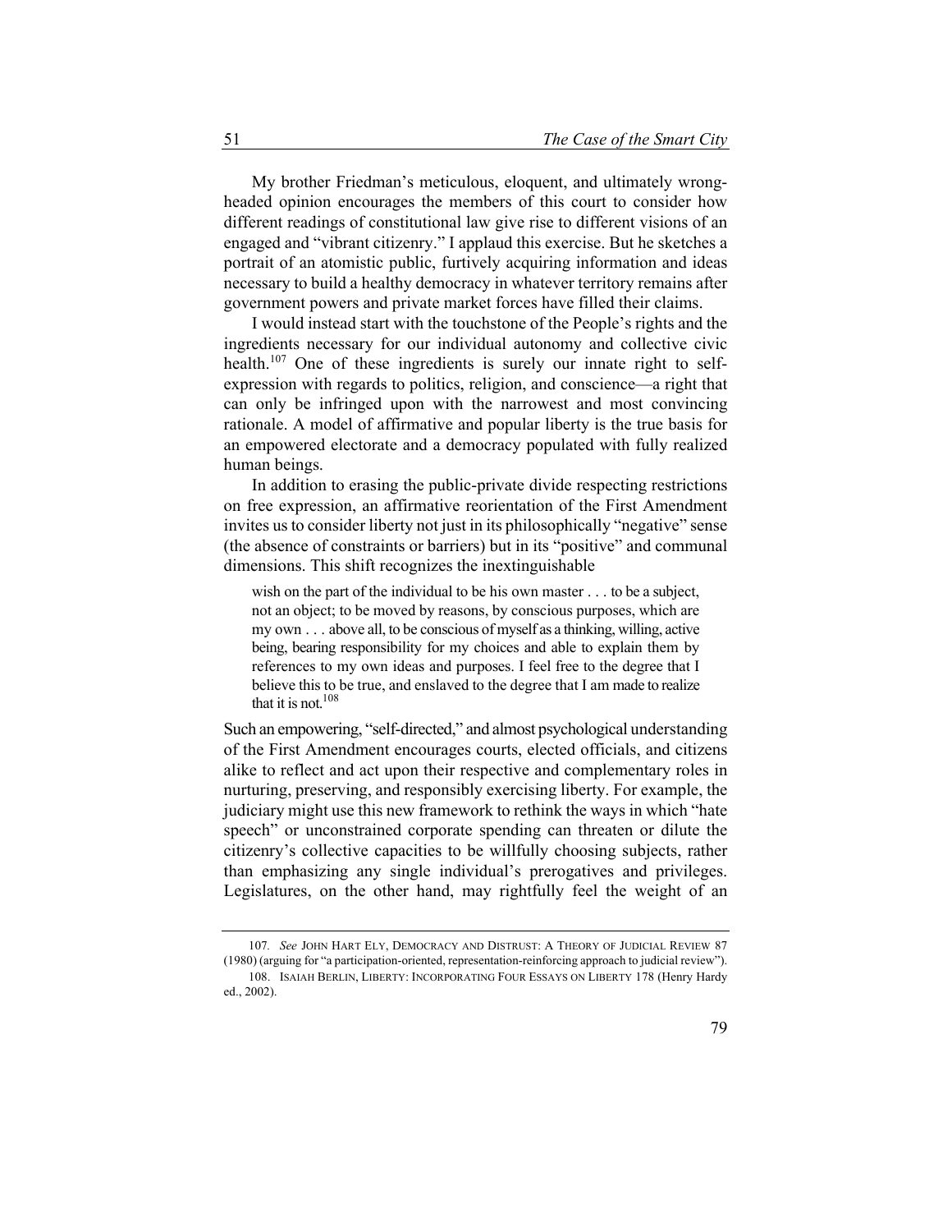My brother Friedman's meticulous, eloquent, and ultimately wrong-headed opinion encourages the members of this court to consider how different readings of constitutional law give rise to different visions of an engaged and "vibrant citizenry." I applaud this exercise. But he sketches a portrait of an atomistic public, furtively acquiring information and ideas necessary to build a healthy democracy in whatever territory remains after government powers and private market forces have filled their claims.

I would instead start with the touchstone of the People's rights and the ingredients necessary for our individual autonomy and collective civic health.[107] One of these ingredients is surely our innate right to self-expression with regards to politics, religion, and conscience—a right that can only be infringed upon with the narrowest and most convincing rationale. A model of affirmative and popular liberty is the true basis for an empowered electorate and a democracy populated with fully realized human beings.

In addition to erasing the public-private divide respecting restrictions on free expression, an affirmative reorientation of the First Amendment invites us to consider liberty not just in its philosophically "negative" sense (the absence of constraints or barriers) but in its "positive" and communal dimensions. This shift recognizes the inextinguishable

> wish on the part of the individual to be his own master . . . to be a subject, not an object; to be moved by reasons, by conscious purposes, which are my own . . . above all, to be conscious of myself as a thinking, willing, active being, bearing responsibility for my choices and able to explain them by references to my own ideas and purposes. I feel free to the degree that I believe this to be true, and enslaved to the degree that I am made to realize that it is not.[108]

Such an empowering, "self-directed," and almost psychological understanding of the First Amendment encourages courts, elected officials, and citizens alike to reflect and act upon their respective and complementary roles in nurturing, preserving, and responsibly exercising liberty. For example, the judiciary might use this new framework to rethink the ways in which "hate speech" or unconstrained corporate spending can threaten or dilute the citizenry's collective capacities to be willfully choosing subjects, rather than emphasizing any single individual's prerogatives and privileges. Legislatures, on the other hand, may rightfully feel the weight of an

---

107. *See* JOHN HART ELY, DEMOCRACY AND DISTRUST: A THEORY OF JUDICIAL REVIEW 87 (1980) (arguing for "a participation-oriented, representation-reinforcing approach to judicial review").

108. ISAIAH BERLIN, LIBERTY: INCORPORATING FOUR ESSAYS ON LIBERTY 178 (Henry Hardy ed., 2002).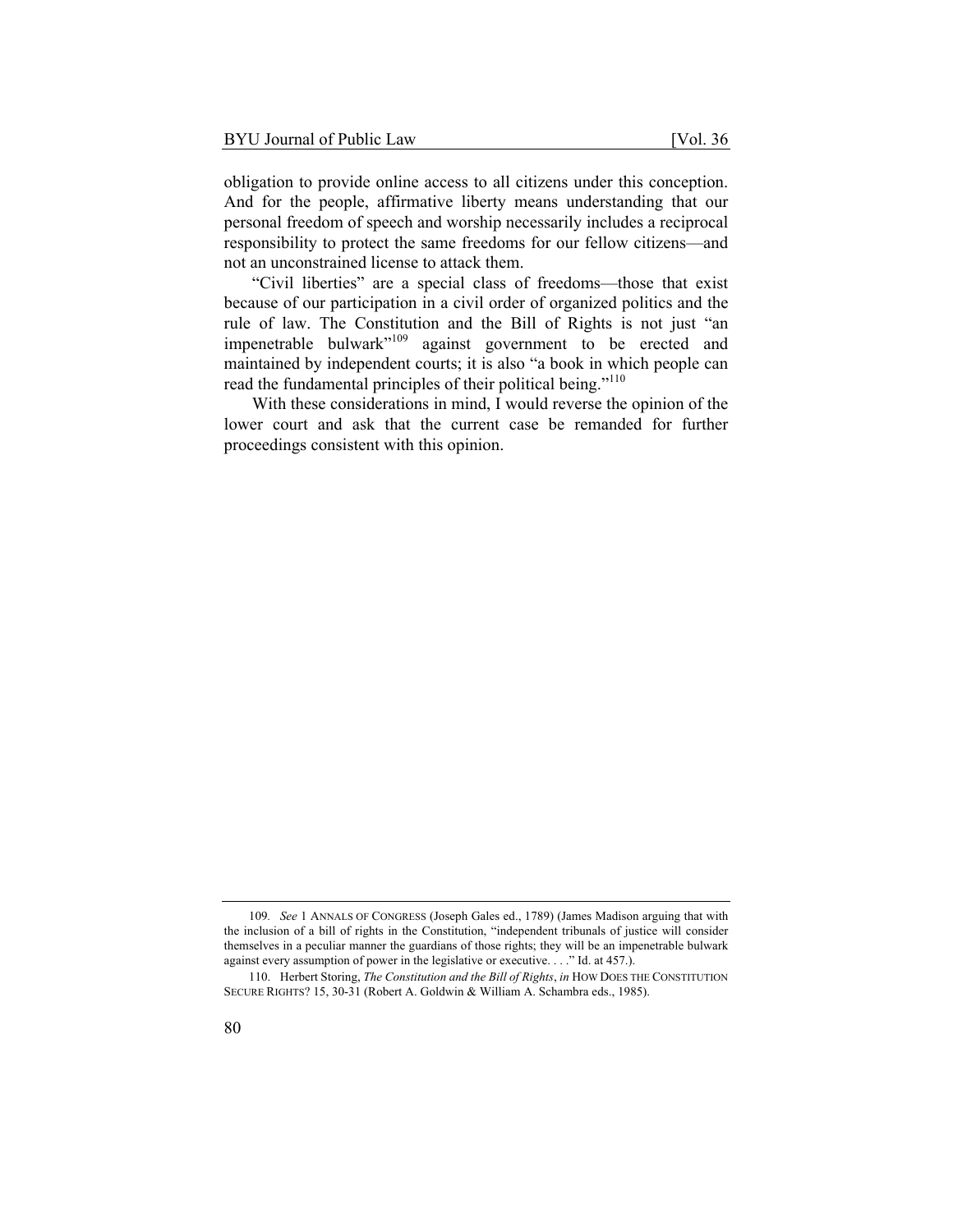obligation to provide online access to all citizens under this conception. And for the people, affirmative liberty means understanding that our personal freedom of speech and worship necessarily includes a reciprocal responsibility to protect the same freedoms for our fellow citizens—and not an unconstrained license to attack them.

"Civil liberties" are a special class of freedoms—those that exist because of our participation in a civil order of organized politics and the rule of law. The Constitution and the Bill of Rights is not just "an impenetrable bulwark"[109] against government to be erected and maintained by independent courts; it is also "a book in which people can read the fundamental principles of their political being."[110]

With these considerations in mind, I would reverse the opinion of the lower court and ask that the current case be remanded for further proceedings consistent with this opinion.

---

109. *See* 1 ANNALS OF CONGRESS (Joseph Gales ed., 1789) (James Madison arguing that with the inclusion of a bill of rights in the Constitution, "independent tribunals of justice will consider themselves in a peculiar manner the guardians of those rights; they will be an impenetrable bulwark against every assumption of power in the legislative or executive. . . ." Id. at 457.).

110. Herbert Storing, *The Constitution and the Bill of Rights*, *in* HOW DOES THE CONSTITUTION SECURE RIGHTS? 15, 30-31 (Robert A. Goldwin & William A. Schambra eds., 1985).